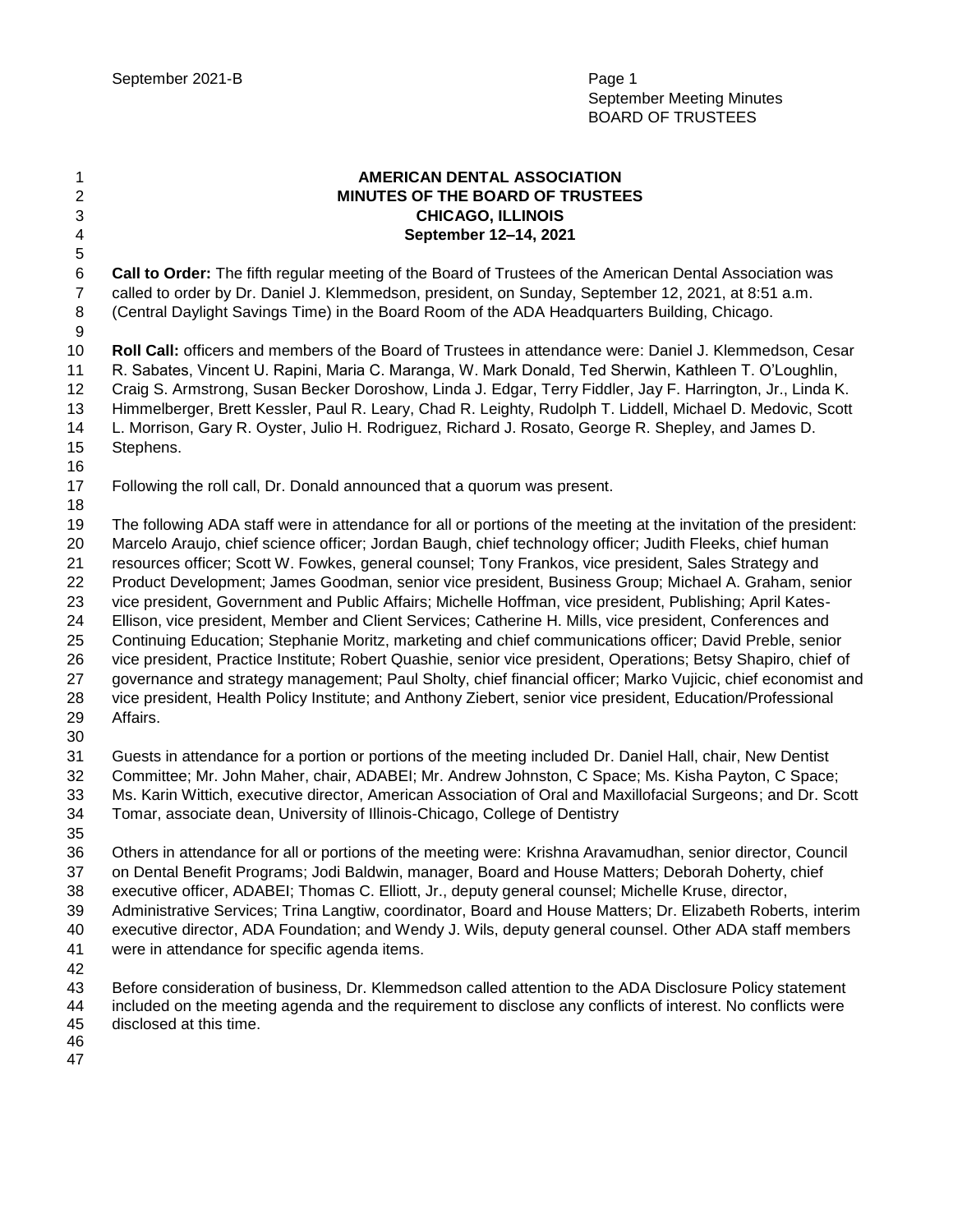**AMERICAN DENTAL ASSOCIATION**
**MINUTES OF THE BOARD OF TRUSTEES**
**CHICAGO, ILLINOIS**
**September 12–14, 2021**

**Call to Order:** The fifth regular meeting of the Board of Trustees of the American Dental Association was called to order by Dr. Daniel J. Klemmedson, president, on Sunday, September 12, 2021, at 8:51 a.m. (Central Daylight Savings Time) in the Board Room of the ADA Headquarters Building, Chicago.

**Roll Call:** officers and members of the Board of Trustees in attendance were: Daniel J. Klemmedson, Cesar R. Sabates, Vincent U. Rapini, Maria C. Maranga, W. Mark Donald, Ted Sherwin, Kathleen T. O'Loughlin, Craig S. Armstrong, Susan Becker Doroshow, Linda J. Edgar, Terry Fiddler, Jay F. Harrington, Jr., Linda K. Himmelberger, Brett Kessler, Paul R. Leary, Chad R. Leighty, Rudolph T. Liddell, Michael D. Medovic, Scott L. Morrison, Gary R. Oyster, Julio H. Rodriguez, Richard J. Rosato, George R. Shepley, and James D. Stephens.

Following the roll call, Dr. Donald announced that a quorum was present.

The following ADA staff were in attendance for all or portions of the meeting at the invitation of the president: Marcelo Araujo, chief science officer; Jordan Baugh, chief technology officer; Judith Fleeks, chief human resources officer; Scott W. Fowkes, general counsel; Tony Frankos, vice president, Sales Strategy and Product Development; James Goodman, senior vice president, Business Group; Michael A. Graham, senior vice president, Government and Public Affairs; Michelle Hoffman, vice president, Publishing; April Kates-Ellison, vice president, Member and Client Services; Catherine H. Mills, vice president, Conferences and Continuing Education; Stephanie Moritz, marketing and chief communications officer; David Preble, senior vice president, Practice Institute; Robert Quashie, senior vice president, Operations; Betsy Shapiro, chief of governance and strategy management; Paul Sholty, chief financial officer; Marko Vujicic, chief economist and vice president, Health Policy Institute; and Anthony Ziebert, senior vice president, Education/Professional Affairs.

Guests in attendance for a portion or portions of the meeting included Dr. Daniel Hall, chair, New Dentist Committee; Mr. John Maher, chair, ADABEI; Mr. Andrew Johnston, C Space; Ms. Kisha Payton, C Space; Ms. Karin Wittich, executive director, American Association of Oral and Maxillofacial Surgeons; and Dr. Scott Tomar, associate dean, University of Illinois-Chicago, College of Dentistry

Others in attendance for all or portions of the meeting were: Krishna Aravamudhan, senior director, Council on Dental Benefit Programs; Jodi Baldwin, manager, Board and House Matters; Deborah Doherty, chief executive officer, ADABEI; Thomas C. Elliott, Jr., deputy general counsel; Michelle Kruse, director, Administrative Services; Trina Langtiw, coordinator, Board and House Matters; Dr. Elizabeth Roberts, interim executive director, ADA Foundation; and Wendy J. Wils, deputy general counsel. Other ADA staff members were in attendance for specific agenda items.

Before consideration of business, Dr. Klemmedson called attention to the ADA Disclosure Policy statement included on the meeting agenda and the requirement to disclose any conflicts of interest. No conflicts were disclosed at this time.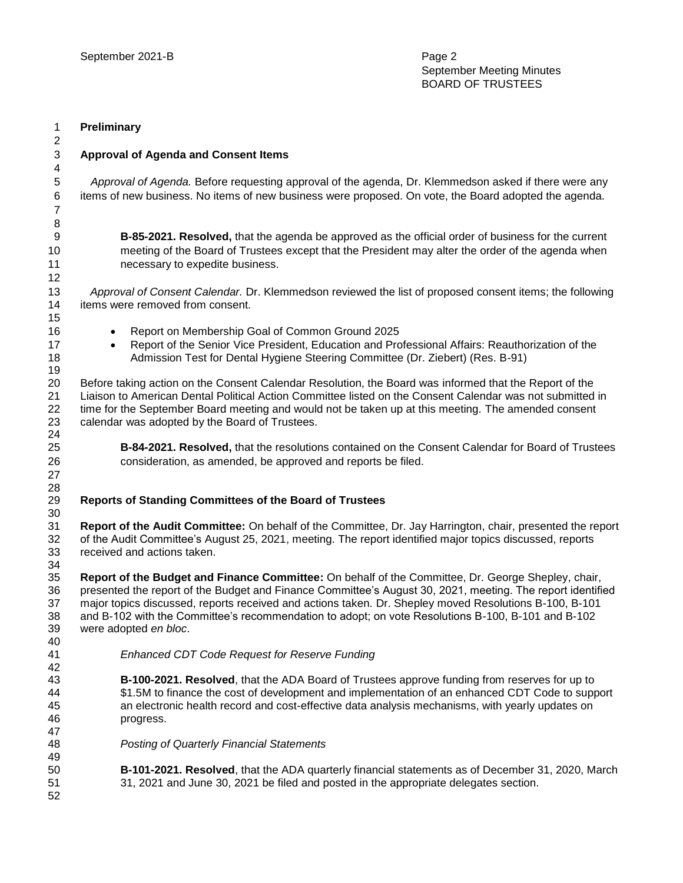**Preliminary**

**Approval of Agenda and Consent Items**

*Approval of Agenda.* Before requesting approval of the agenda, Dr. Klemmedson asked if there were any items of new business. No items of new business were proposed. On vote, the Board adopted the agenda.

> **B-85-2021. Resolved,** that the agenda be approved as the official order of business for the current meeting of the Board of Trustees except that the President may alter the order of the agenda when necessary to expedite business.

*Approval of Consent Calendar.* Dr. Klemmedson reviewed the list of proposed consent items; the following items were removed from consent.

- Report on Membership Goal of Common Ground 2025
- Report of the Senior Vice President, Education and Professional Affairs: Reauthorization of the Admission Test for Dental Hygiene Steering Committee (Dr. Ziebert) (Res. B-91)

Before taking action on the Consent Calendar Resolution, the Board was informed that the Report of the Liaison to American Dental Political Action Committee listed on the Consent Calendar was not submitted in time for the September Board meeting and would not be taken up at this meeting. The amended consent calendar was adopted by the Board of Trustees.

> **B-84-2021. Resolved,** that the resolutions contained on the Consent Calendar for Board of Trustees consideration, as amended, be approved and reports be filed.

**Reports of Standing Committees of the Board of Trustees**

**Report of the Audit Committee:** On behalf of the Committee, Dr. Jay Harrington, chair, presented the report of the Audit Committee's August 25, 2021, meeting. The report identified major topics discussed, reports received and actions taken.

**Report of the Budget and Finance Committee:** On behalf of the Committee, Dr. George Shepley, chair, presented the report of the Budget and Finance Committee's August 30, 2021, meeting. The report identified major topics discussed, reports received and actions taken. Dr. Shepley moved Resolutions B-100, B-101 and B-102 with the Committee's recommendation to adopt; on vote Resolutions B-100, B-101 and B-102 were adopted *en bloc*.

*Enhanced CDT Code Request for Reserve Funding*

> **B-100-2021. Resolved**, that the ADA Board of Trustees approve funding from reserves for up to \$1.5M to finance the cost of development and implementation of an enhanced CDT Code to support an electronic health record and cost-effective data analysis mechanisms, with yearly updates on progress.

*Posting of Quarterly Financial Statements*

> **B-101-2021. Resolved**, that the ADA quarterly financial statements as of December 31, 2020, March 31, 2021 and June 30, 2021 be filed and posted in the appropriate delegates section.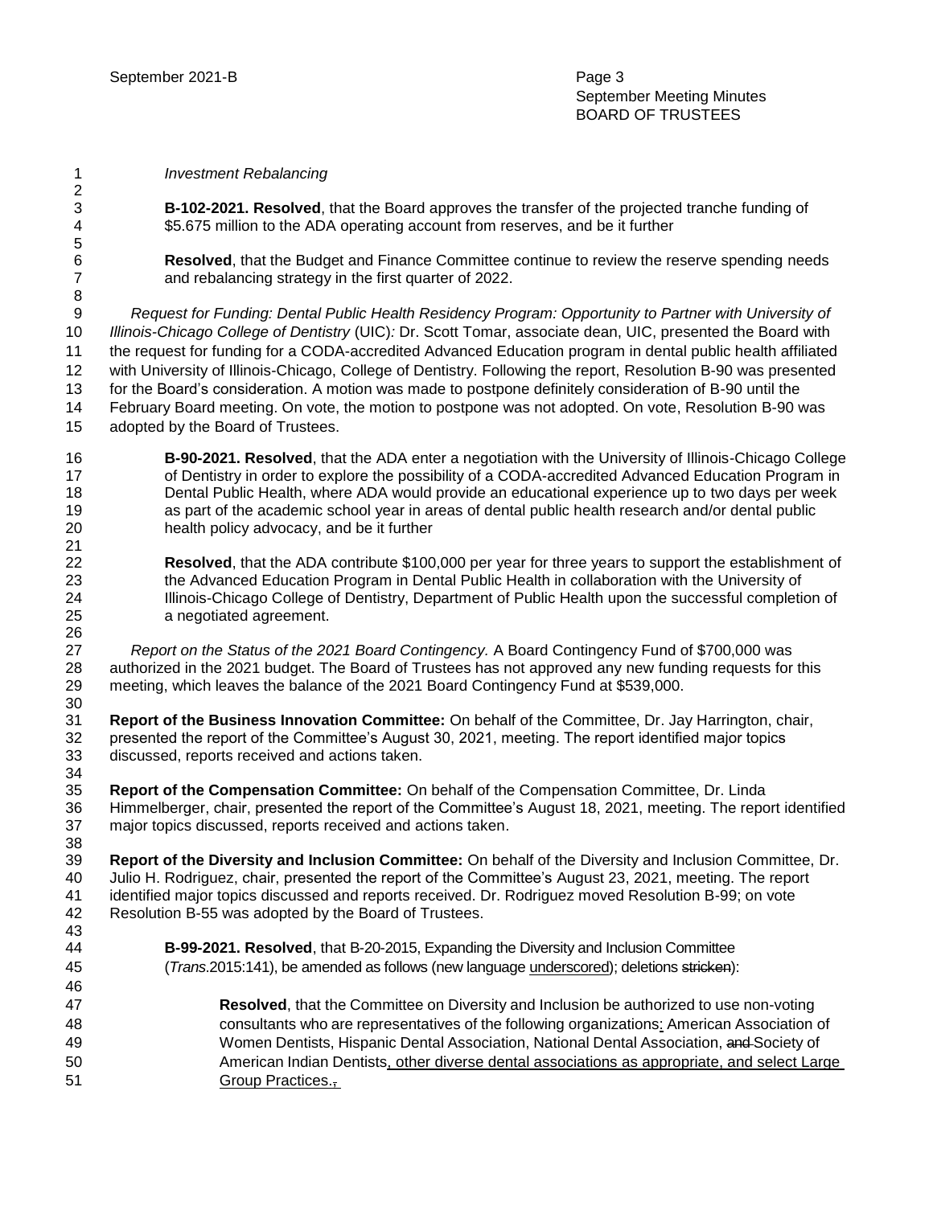*Investment Rebalancing*

**B-102-2021. Resolved**, that the Board approves the transfer of the projected tranche funding of $5.675 million to the ADA operating account from reserves, and be it further

**Resolved**, that the Budget and Finance Committee continue to review the reserve spending needs and rebalancing strategy in the first quarter of 2022.

*Request for Funding: Dental Public Health Residency Program: Opportunity to Partner with University of Illinois-Chicago College of Dentistry* (UIC)*:* Dr. Scott Tomar, associate dean, UIC, presented the Board with the request for funding for a CODA-accredited Advanced Education program in dental public health affiliated with University of Illinois-Chicago, College of Dentistry. Following the report, Resolution B-90 was presented for the Board's consideration. A motion was made to postpone definitely consideration of B-90 until the February Board meeting. On vote, the motion to postpone was not adopted. On vote, Resolution B-90 was adopted by the Board of Trustees.

**B-90-2021. Resolved**, that the ADA enter a negotiation with the University of Illinois-Chicago College of Dentistry in order to explore the possibility of a CODA-accredited Advanced Education Program in Dental Public Health, where ADA would provide an educational experience up to two days per week as part of the academic school year in areas of dental public health research and/or dental public health policy advocacy, and be it further

**Resolved**, that the ADA contribute $100,000 per year for three years to support the establishment of the Advanced Education Program in Dental Public Health in collaboration with the University of Illinois-Chicago College of Dentistry, Department of Public Health upon the successful completion of a negotiated agreement.

*Report on the Status of the 2021 Board Contingency.* A Board Contingency Fund of $700,000 was authorized in the 2021 budget. The Board of Trustees has not approved any new funding requests for this meeting, which leaves the balance of the 2021 Board Contingency Fund at $539,000.

**Report of the Business Innovation Committee:** On behalf of the Committee, Dr. Jay Harrington, chair, presented the report of the Committee's August 30, 2021, meeting. The report identified major topics discussed, reports received and actions taken.

**Report of the Compensation Committee:** On behalf of the Compensation Committee, Dr. Linda Himmelberger, chair, presented the report of the Committee's August 18, 2021, meeting. The report identified major topics discussed, reports received and actions taken.

**Report of the Diversity and Inclusion Committee:** On behalf of the Diversity and Inclusion Committee, Dr. Julio H. Rodriguez, chair, presented the report of the Committee's August 23, 2021, meeting. The report identified major topics discussed and reports received. Dr. Rodriguez moved Resolution B-99; on vote Resolution B-55 was adopted by the Board of Trustees.

**B-99-2021. Resolved**, that B-20-2015, Expanding the Diversity and Inclusion Committee (*Trans.*2015:141), be amended as follows (new language <u>underscored</u>); deletions ~~stricken~~):

> **Resolved**, that the Committee on Diversity and Inclusion be authorized to use non-voting consultants who are representatives of the following organizations<u>:</u> American Association of Women Dentists, Hispanic Dental Association, National Dental Association, ~~and~~ Society of American Indian Dentists<u>, other diverse dental associations as appropriate, and select Large Group Practices.</u>~~,~~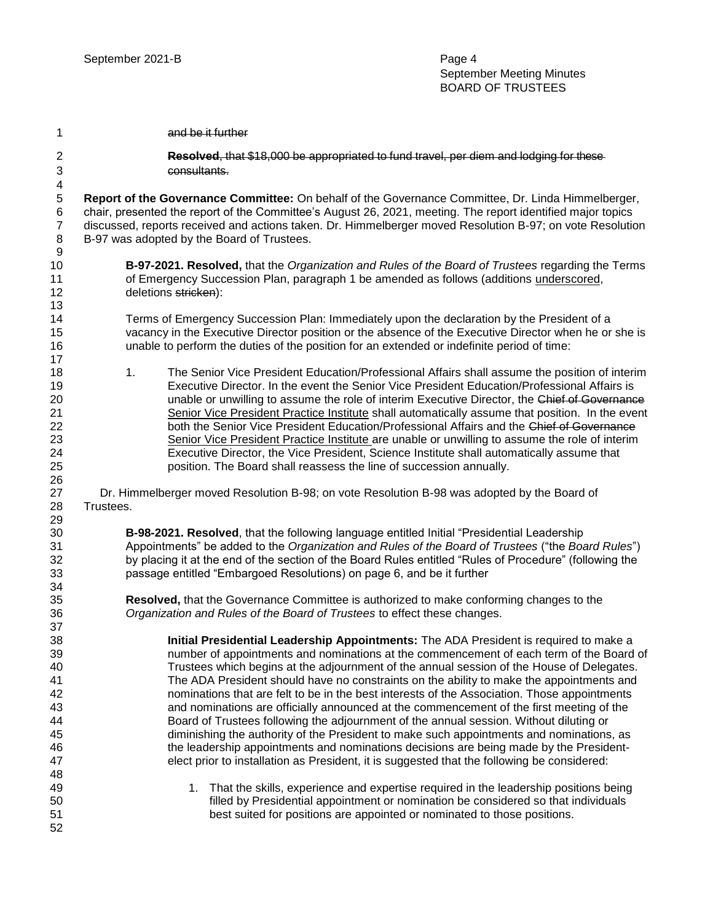~~and be it further~~

~~**Resolved**, that $18,000 be appropriated to fund travel, per diem and lodging for these consultants.~~

**Report of the Governance Committee:** On behalf of the Governance Committee, Dr. Linda Himmelberger, chair, presented the report of the Committee's August 26, 2021, meeting. The report identified major topics discussed, reports received and actions taken. Dr. Himmelberger moved Resolution B-97; on vote Resolution B-97 was adopted by the Board of Trustees.

> **B-97-2021. Resolved,** that the *Organization and Rules of the Board of Trustees* regarding the Terms of Emergency Succession Plan, paragraph 1 be amended as follows (additions <u>underscored</u>, deletions ~~stricken~~):
>
> Terms of Emergency Succession Plan: Immediately upon the declaration by the President of a vacancy in the Executive Director position or the absence of the Executive Director when he or she is unable to perform the duties of the position for an extended or indefinite period of time:
>
> 1. The Senior Vice President Education/Professional Affairs shall assume the position of interim Executive Director. In the event the Senior Vice President Education/Professional Affairs is unable or unwilling to assume the role of interim Executive Director, the ~~Chief of Governance~~ <u>Senior Vice President Practice Institute</u> shall automatically assume that position. In the event both the Senior Vice President Education/Professional Affairs and the ~~Chief of Governance~~ <u>Senior Vice President Practice Institute</u> are unable or unwilling to assume the role of interim Executive Director, the Vice President, Science Institute shall automatically assume that position. The Board shall reassess the line of succession annually.

Dr. Himmelberger moved Resolution B-98; on vote Resolution B-98 was adopted by the Board of Trustees.

> **B-98-2021. Resolved**, that the following language entitled Initial "Presidential Leadership Appointments" be added to the *Organization and Rules of the Board of Trustees* ("the *Board Rules*") by placing it at the end of the section of the Board Rules entitled "Rules of Procedure" (following the passage entitled "Embargoed Resolutions) on page 6, and be it further
>
> **Resolved,** that the Governance Committee is authorized to make conforming changes to the *Organization and Rules of the Board of Trustees* to effect these changes.
>
> **Initial Presidential Leadership Appointments:** The ADA President is required to make a number of appointments and nominations at the commencement of each term of the Board of Trustees which begins at the adjournment of the annual session of the House of Delegates. The ADA President should have no constraints on the ability to make the appointments and nominations that are felt to be in the best interests of the Association. Those appointments and nominations are officially announced at the commencement of the first meeting of the Board of Trustees following the adjournment of the annual session. Without diluting or diminishing the authority of the President to make such appointments and nominations, as the leadership appointments and nominations decisions are being made by the President-elect prior to installation as President, it is suggested that the following be considered:
>
> 1. That the skills, experience and expertise required in the leadership positions being filled by Presidential appointment or nomination be considered so that individuals best suited for positions are appointed or nominated to those positions.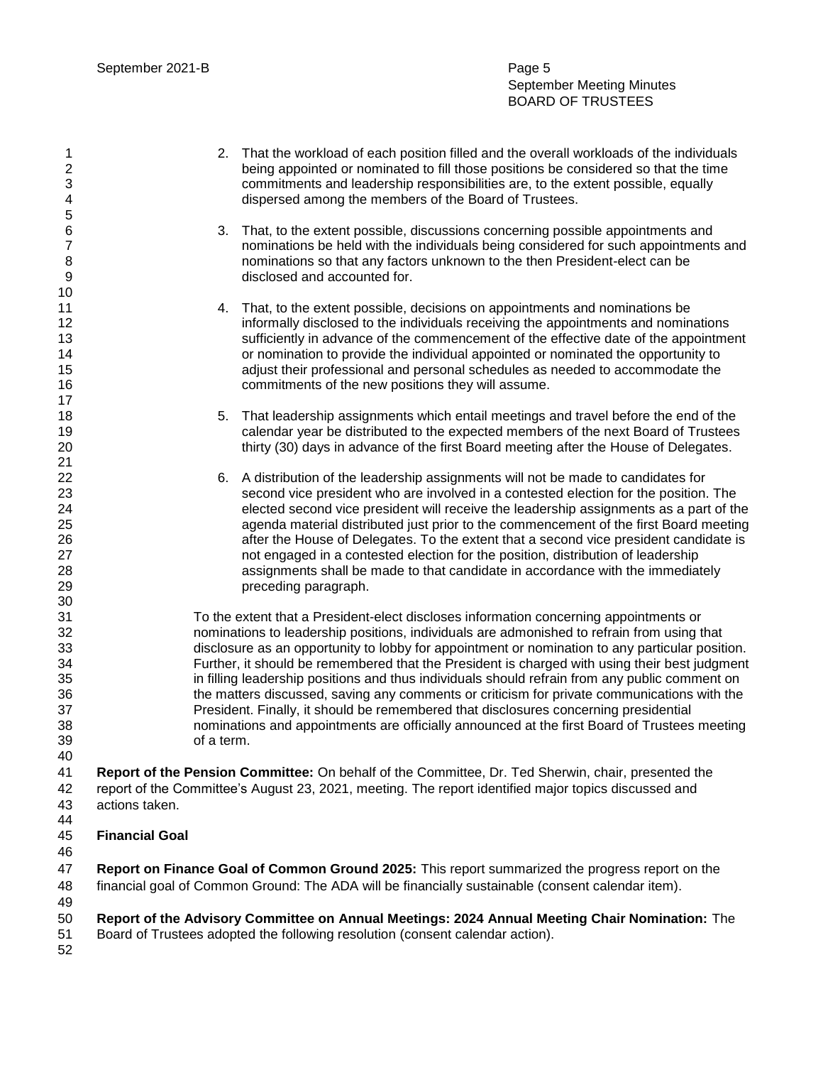2. That the workload of each position filled and the overall workloads of the individuals being appointed or nominated to fill those positions be considered so that the time commitments and leadership responsibilities are, to the extent possible, equally dispersed among the members of the Board of Trustees.

3. That, to the extent possible, discussions concerning possible appointments and nominations be held with the individuals being considered for such appointments and nominations so that any factors unknown to the then President-elect can be disclosed and accounted for.

4. That, to the extent possible, decisions on appointments and nominations be informally disclosed to the individuals receiving the appointments and nominations sufficiently in advance of the commencement of the effective date of the appointment or nomination to provide the individual appointed or nominated the opportunity to adjust their professional and personal schedules as needed to accommodate the commitments of the new positions they will assume.

5. That leadership assignments which entail meetings and travel before the end of the calendar year be distributed to the expected members of the next Board of Trustees thirty (30) days in advance of the first Board meeting after the House of Delegates.

6. A distribution of the leadership assignments will not be made to candidates for second vice president who are involved in a contested election for the position. The elected second vice president will receive the leadership assignments as a part of the agenda material distributed just prior to the commencement of the first Board meeting after the House of Delegates. To the extent that a second vice president candidate is not engaged in a contested election for the position, distribution of leadership assignments shall be made to that candidate in accordance with the immediately preceding paragraph.

To the extent that a President-elect discloses information concerning appointments or nominations to leadership positions, individuals are admonished to refrain from using that disclosure as an opportunity to lobby for appointment or nomination to any particular position. Further, it should be remembered that the President is charged with using their best judgment in filling leadership positions and thus individuals should refrain from any public comment on the matters discussed, saving any comments or criticism for private communications with the President. Finally, it should be remembered that disclosures concerning presidential nominations and appointments are officially announced at the first Board of Trustees meeting of a term.

**Report of the Pension Committee:** On behalf of the Committee, Dr. Ted Sherwin, chair, presented the report of the Committee's August 23, 2021, meeting. The report identified major topics discussed and actions taken.

**Financial Goal**

**Report on Finance Goal of Common Ground 2025:** This report summarized the progress report on the financial goal of Common Ground: The ADA will be financially sustainable (consent calendar item).

**Report of the Advisory Committee on Annual Meetings: 2024 Annual Meeting Chair Nomination:** The Board of Trustees adopted the following resolution (consent calendar action).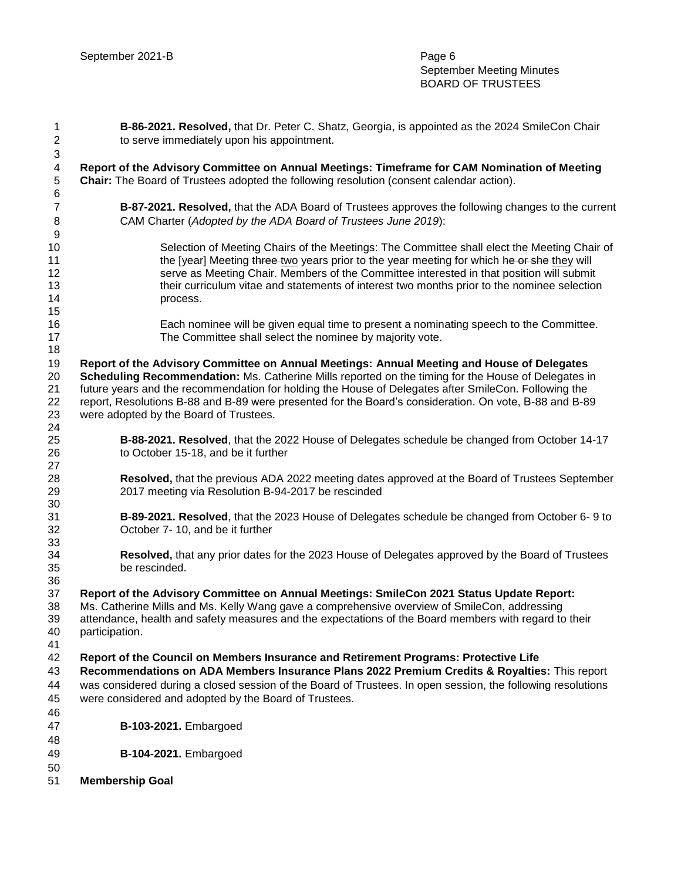**B-86-2021. Resolved,** that Dr. Peter C. Shatz, Georgia, is appointed as the 2024 SmileCon Chair to serve immediately upon his appointment.

**Report of the Advisory Committee on Annual Meetings: Timeframe for CAM Nomination of Meeting Chair:** The Board of Trustees adopted the following resolution (consent calendar action).

**B-87-2021. Resolved,** that the ADA Board of Trustees approves the following changes to the current CAM Charter (*Adopted by the ADA Board of Trustees June 2019*):

Selection of Meeting Chairs of the Meetings: The Committee shall elect the Meeting Chair of the [year] Meeting ~~three~~ <u>two</u> years prior to the year meeting for which ~~he or she~~ <u>they</u> will serve as Meeting Chair. Members of the Committee interested in that position will submit their curriculum vitae and statements of interest two months prior to the nominee selection process.

Each nominee will be given equal time to present a nominating speech to the Committee. The Committee shall select the nominee by majority vote.

**Report of the Advisory Committee on Annual Meetings: Annual Meeting and House of Delegates Scheduling Recommendation:** Ms. Catherine Mills reported on the timing for the House of Delegates in future years and the recommendation for holding the House of Delegates after SmileCon. Following the report, Resolutions B-88 and B-89 were presented for the Board's consideration. On vote, B-88 and B-89 were adopted by the Board of Trustees.

**B-88-2021. Resolved**, that the 2022 House of Delegates schedule be changed from October 14-17 to October 15-18, and be it further

**Resolved,** that the previous ADA 2022 meeting dates approved at the Board of Trustees September 2017 meeting via Resolution B-94-2017 be rescinded

**B-89-2021. Resolved**, that the 2023 House of Delegates schedule be changed from October 6- 9 to October 7- 10, and be it further

**Resolved,** that any prior dates for the 2023 House of Delegates approved by the Board of Trustees be rescinded.

**Report of the Advisory Committee on Annual Meetings: SmileCon 2021 Status Update Report:** Ms. Catherine Mills and Ms. Kelly Wang gave a comprehensive overview of SmileCon, addressing attendance, health and safety measures and the expectations of the Board members with regard to their participation.

**Report of the Council on Members Insurance and Retirement Programs: Protective Life Recommendations on ADA Members Insurance Plans 2022 Premium Credits & Royalties:** This report was considered during a closed session of the Board of Trustees. In open session, the following resolutions were considered and adopted by the Board of Trustees.

**B-103-2021.** Embargoed

**B-104-2021.** Embargoed

**Membership Goal**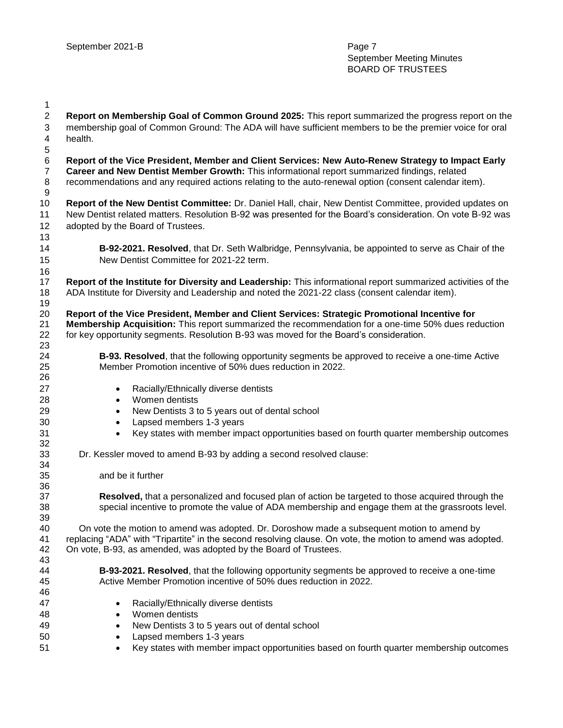**Report on Membership Goal of Common Ground 2025:** This report summarized the progress report on the membership goal of Common Ground: The ADA will have sufficient members to be the premier voice for oral health.

**Report of the Vice President, Member and Client Services: New Auto-Renew Strategy to Impact Early Career and New Dentist Member Growth:** This informational report summarized findings, related recommendations and any required actions relating to the auto-renewal option (consent calendar item).

**Report of the New Dentist Committee:** Dr. Daniel Hall, chair, New Dentist Committee, provided updates on New Dentist related matters. Resolution B-92 was presented for the Board's consideration. On vote B-92 was adopted by the Board of Trustees.

> **B-92-2021. Resolved**, that Dr. Seth Walbridge, Pennsylvania, be appointed to serve as Chair of the New Dentist Committee for 2021-22 term.

**Report of the Institute for Diversity and Leadership:** This informational report summarized activities of the ADA Institute for Diversity and Leadership and noted the 2021-22 class (consent calendar item).

**Report of the Vice President, Member and Client Services: Strategic Promotional Incentive for Membership Acquisition:** This report summarized the recommendation for a one-time 50% dues reduction for key opportunity segments. Resolution B-93 was moved for the Board's consideration.

> **B-93. Resolved**, that the following opportunity segments be approved to receive a one-time Active Member Promotion incentive of 50% dues reduction in 2022.
>
> - Racially/Ethnically diverse dentists
> - Women dentists
> - New Dentists 3 to 5 years out of dental school
> - Lapsed members 1-3 years
> - Key states with member impact opportunities based on fourth quarter membership outcomes

Dr. Kessler moved to amend B-93 by adding a second resolved clause:

> and be it further
>
> **Resolved,** that a personalized and focused plan of action be targeted to those acquired through the special incentive to promote the value of ADA membership and engage them at the grassroots level.

On vote the motion to amend was adopted. Dr. Doroshow made a subsequent motion to amend by replacing "ADA" with "Tripartite" in the second resolving clause. On vote, the motion to amend was adopted. On vote, B-93, as amended, was adopted by the Board of Trustees.

> **B-93-2021. Resolved**, that the following opportunity segments be approved to receive a one-time Active Member Promotion incentive of 50% dues reduction in 2022.
>
> - Racially/Ethnically diverse dentists
> - Women dentists
> - New Dentists 3 to 5 years out of dental school
> - Lapsed members 1-3 years
> - Key states with member impact opportunities based on fourth quarter membership outcomes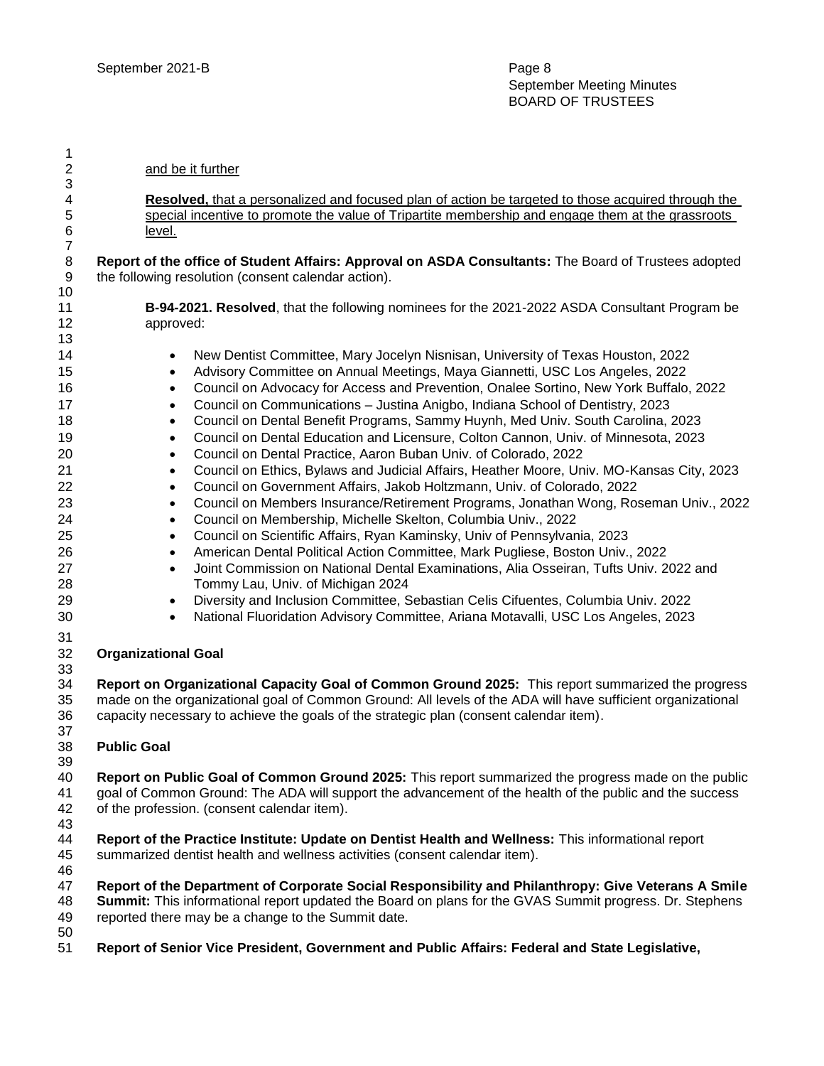<u>and be it further</u>

<u>**Resolved,** that a personalized and focused plan of action be targeted to those acquired through the special incentive to promote the value of Tripartite membership and engage them at the grassroots level.</u>

**Report of the office of Student Affairs: Approval on ASDA Consultants:** The Board of Trustees adopted the following resolution (consent calendar action).

> **B-94-2021. Resolved**, that the following nominees for the 2021-2022 ASDA Consultant Program be approved:
>
> - New Dentist Committee, Mary Jocelyn Nisnisan, University of Texas Houston, 2022
> - Advisory Committee on Annual Meetings, Maya Giannetti, USC Los Angeles, 2022
> - Council on Advocacy for Access and Prevention, Onalee Sortino, New York Buffalo, 2022
> - Council on Communications – Justina Anigbo, Indiana School of Dentistry, 2023
> - Council on Dental Benefit Programs, Sammy Huynh, Med Univ. South Carolina, 2023
> - Council on Dental Education and Licensure, Colton Cannon, Univ. of Minnesota, 2023
> - Council on Dental Practice, Aaron Buban Univ. of Colorado, 2022
> - Council on Ethics, Bylaws and Judicial Affairs, Heather Moore, Univ. MO-Kansas City, 2023
> - Council on Government Affairs, Jakob Holtzmann, Univ. of Colorado, 2022
> - Council on Members Insurance/Retirement Programs, Jonathan Wong, Roseman Univ., 2022
> - Council on Membership, Michelle Skelton, Columbia Univ., 2022
> - Council on Scientific Affairs, Ryan Kaminsky, Univ of Pennsylvania, 2023
> - American Dental Political Action Committee, Mark Pugliese, Boston Univ., 2022
> - Joint Commission on National Dental Examinations, Alia Osseiran, Tufts Univ. 2022 and Tommy Lau, Univ. of Michigan 2024
> - Diversity and Inclusion Committee, Sebastian Celis Cifuentes, Columbia Univ. 2022
> - National Fluoridation Advisory Committee, Ariana Motavalli, USC Los Angeles, 2023

**Organizational Goal**

**Report on Organizational Capacity Goal of Common Ground 2025:** This report summarized the progress made on the organizational goal of Common Ground: All levels of the ADA will have sufficient organizational capacity necessary to achieve the goals of the strategic plan (consent calendar item).

**Public Goal**

**Report on Public Goal of Common Ground 2025:** This report summarized the progress made on the public goal of Common Ground: The ADA will support the advancement of the health of the public and the success of the profession. (consent calendar item).

**Report of the Practice Institute: Update on Dentist Health and Wellness:** This informational report summarized dentist health and wellness activities (consent calendar item).

**Report of the Department of Corporate Social Responsibility and Philanthropy: Give Veterans A Smile Summit:** This informational report updated the Board on plans for the GVAS Summit progress. Dr. Stephens reported there may be a change to the Summit date.

**Report of Senior Vice President, Government and Public Affairs: Federal and State Legislative,**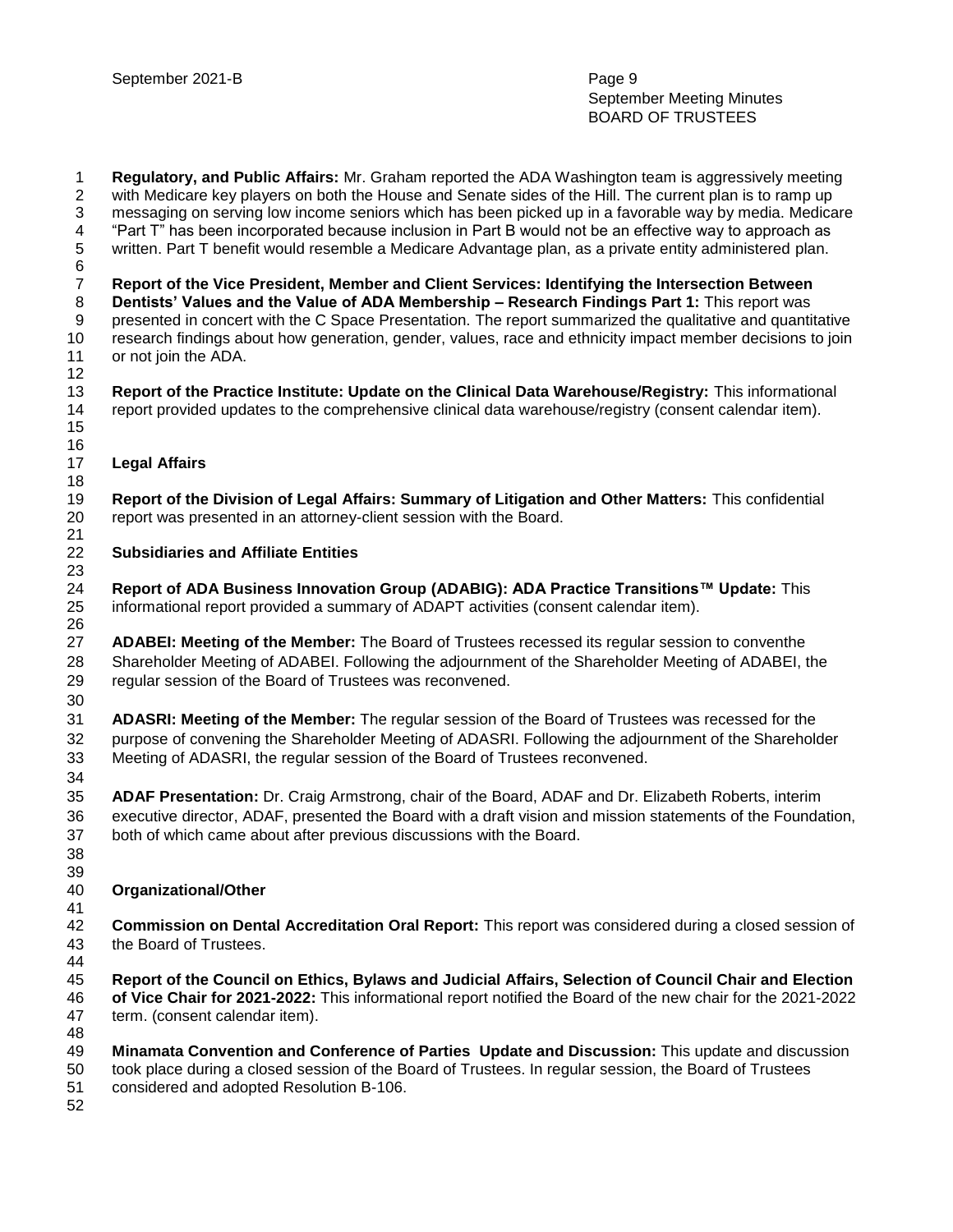**Regulatory, and Public Affairs:** Mr. Graham reported the ADA Washington team is aggressively meeting with Medicare key players on both the House and Senate sides of the Hill. The current plan is to ramp up messaging on serving low income seniors which has been picked up in a favorable way by media. Medicare "Part T" has been incorporated because inclusion in Part B would not be an effective way to approach as written. Part T benefit would resemble a Medicare Advantage plan, as a private entity administered plan.

**Report of the Vice President, Member and Client Services: Identifying the Intersection Between Dentists' Values and the Value of ADA Membership – Research Findings Part 1:** This report was presented in concert with the C Space Presentation. The report summarized the qualitative and quantitative research findings about how generation, gender, values, race and ethnicity impact member decisions to join or not join the ADA.

**Report of the Practice Institute: Update on the Clinical Data Warehouse/Registry:** This informational report provided updates to the comprehensive clinical data warehouse/registry (consent calendar item).

## Legal Affairs

**Report of the Division of Legal Affairs: Summary of Litigation and Other Matters:** This confidential report was presented in an attorney-client session with the Board.

## Subsidiaries and Affiliate Entities

**Report of ADA Business Innovation Group (ADABIG): ADA Practice Transitions™ Update:** This informational report provided a summary of ADAPT activities (consent calendar item).

**ADABEI: Meeting of the Member:** The Board of Trustees recessed its regular session to conventhe Shareholder Meeting of ADABEI. Following the adjournment of the Shareholder Meeting of ADABEI, the regular session of the Board of Trustees was reconvened.

**ADASRI: Meeting of the Member:** The regular session of the Board of Trustees was recessed for the purpose of convening the Shareholder Meeting of ADASRI. Following the adjournment of the Shareholder Meeting of ADASRI, the regular session of the Board of Trustees reconvened.

**ADAF Presentation:** Dr. Craig Armstrong, chair of the Board, ADAF and Dr. Elizabeth Roberts, interim executive director, ADAF, presented the Board with a draft vision and mission statements of the Foundation, both of which came about after previous discussions with the Board.

## Organizational/Other

**Commission on Dental Accreditation Oral Report:** This report was considered during a closed session of the Board of Trustees.

**Report of the Council on Ethics, Bylaws and Judicial Affairs, Selection of Council Chair and Election of Vice Chair for 2021-2022:** This informational report notified the Board of the new chair for the 2021-2022 term. (consent calendar item).

**Minamata Convention and Conference of Parties Update and Discussion:** This update and discussion took place during a closed session of the Board of Trustees. In regular session, the Board of Trustees considered and adopted Resolution B-106.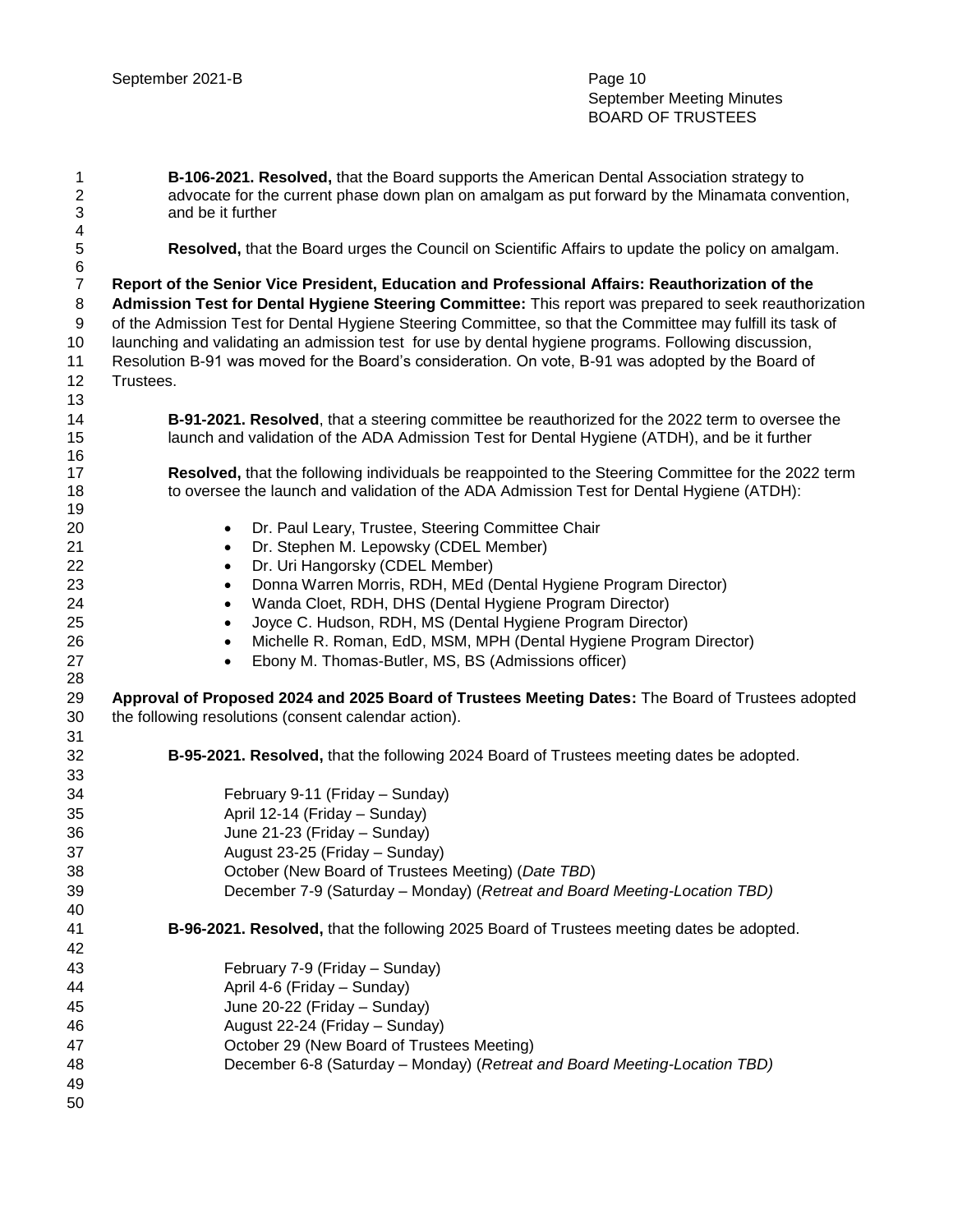**B-106-2021. Resolved,** that the Board supports the American Dental Association strategy to advocate for the current phase down plan on amalgam as put forward by the Minamata convention, and be it further

**Resolved,** that the Board urges the Council on Scientific Affairs to update the policy on amalgam.

**Report of the Senior Vice President, Education and Professional Affairs: Reauthorization of the Admission Test for Dental Hygiene Steering Committee:** This report was prepared to seek reauthorization of the Admission Test for Dental Hygiene Steering Committee, so that the Committee may fulfill its task of launching and validating an admission test for use by dental hygiene programs. Following discussion, Resolution B-91 was moved for the Board's consideration. On vote, B-91 was adopted by the Board of Trustees.

**B-91-2021. Resolved**, that a steering committee be reauthorized for the 2022 term to oversee the launch and validation of the ADA Admission Test for Dental Hygiene (ATDH), and be it further

**Resolved,** that the following individuals be reappointed to the Steering Committee for the 2022 term to oversee the launch and validation of the ADA Admission Test for Dental Hygiene (ATDH):

- Dr. Paul Leary, Trustee, Steering Committee Chair
- Dr. Stephen M. Lepowsky (CDEL Member)
- Dr. Uri Hangorsky (CDEL Member)
- Donna Warren Morris, RDH, MEd (Dental Hygiene Program Director)
- Wanda Cloet, RDH, DHS (Dental Hygiene Program Director)
- Joyce C. Hudson, RDH, MS (Dental Hygiene Program Director)
- Michelle R. Roman, EdD, MSM, MPH (Dental Hygiene Program Director)
- Ebony M. Thomas-Butler, MS, BS (Admissions officer)

**Approval of Proposed 2024 and 2025 Board of Trustees Meeting Dates:** The Board of Trustees adopted the following resolutions (consent calendar action).

**B-95-2021. Resolved,** that the following 2024 Board of Trustees meeting dates be adopted.

February 9-11 (Friday – Sunday)
April 12-14 (Friday – Sunday)
June 21-23 (Friday – Sunday)
August 23-25 (Friday – Sunday)
October (New Board of Trustees Meeting) (*Date TBD*)
December 7-9 (Saturday – Monday) (*Retreat and Board Meeting-Location TBD)*

**B-96-2021. Resolved,** that the following 2025 Board of Trustees meeting dates be adopted.

February 7-9 (Friday – Sunday)
April 4-6 (Friday – Sunday)
June 20-22 (Friday – Sunday)
August 22-24 (Friday – Sunday)
October 29 (New Board of Trustees Meeting)
December 6-8 (Saturday – Monday) (*Retreat and Board Meeting-Location TBD)*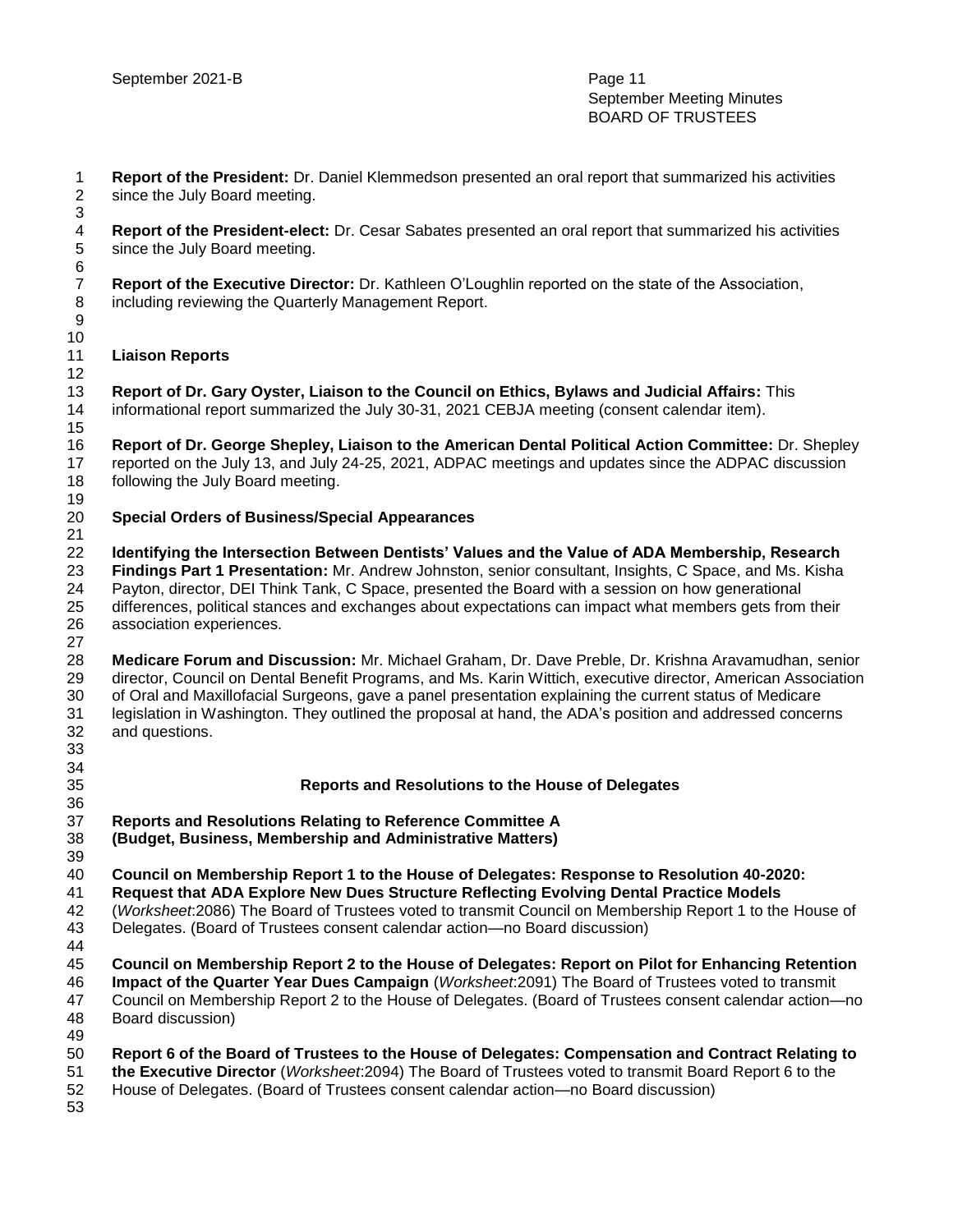**Report of the President:** Dr. Daniel Klemmedson presented an oral report that summarized his activities since the July Board meeting.

**Report of the President-elect:** Dr. Cesar Sabates presented an oral report that summarized his activities since the July Board meeting.

**Report of the Executive Director:** Dr. Kathleen O'Loughlin reported on the state of the Association, including reviewing the Quarterly Management Report.

**Liaison Reports**

**Report of Dr. Gary Oyster, Liaison to the Council on Ethics, Bylaws and Judicial Affairs:** This informational report summarized the July 30-31, 2021 CEBJA meeting (consent calendar item).

**Report of Dr. George Shepley, Liaison to the American Dental Political Action Committee:** Dr. Shepley reported on the July 13, and July 24-25, 2021, ADPAC meetings and updates since the ADPAC discussion following the July Board meeting.

**Special Orders of Business/Special Appearances**

**Identifying the Intersection Between Dentists' Values and the Value of ADA Membership, Research Findings Part 1 Presentation:** Mr. Andrew Johnston, senior consultant, Insights, C Space, and Ms. Kisha Payton, director, DEI Think Tank, C Space, presented the Board with a session on how generational differences, political stances and exchanges about expectations can impact what members gets from their association experiences.

**Medicare Forum and Discussion:** Mr. Michael Graham, Dr. Dave Preble, Dr. Krishna Aravamudhan, senior director, Council on Dental Benefit Programs, and Ms. Karin Wittich, executive director, American Association of Oral and Maxillofacial Surgeons, gave a panel presentation explaining the current status of Medicare legislation in Washington. They outlined the proposal at hand, the ADA's position and addressed concerns and questions.

## Reports and Resolutions to the House of Delegates

**Reports and Resolutions Relating to Reference Committee A (Budget, Business, Membership and Administrative Matters)**

**Council on Membership Report 1 to the House of Delegates: Response to Resolution 40-2020: Request that ADA Explore New Dues Structure Reflecting Evolving Dental Practice Models** (*Worksheet*:2086) The Board of Trustees voted to transmit Council on Membership Report 1 to the House of Delegates. (Board of Trustees consent calendar action—no Board discussion)

**Council on Membership Report 2 to the House of Delegates: Report on Pilot for Enhancing Retention Impact of the Quarter Year Dues Campaign** (*Worksheet*:2091) The Board of Trustees voted to transmit Council on Membership Report 2 to the House of Delegates. (Board of Trustees consent calendar action—no Board discussion)

**Report 6 of the Board of Trustees to the House of Delegates: Compensation and Contract Relating to the Executive Director** (*Worksheet*:2094) The Board of Trustees voted to transmit Board Report 6 to the House of Delegates. (Board of Trustees consent calendar action—no Board discussion)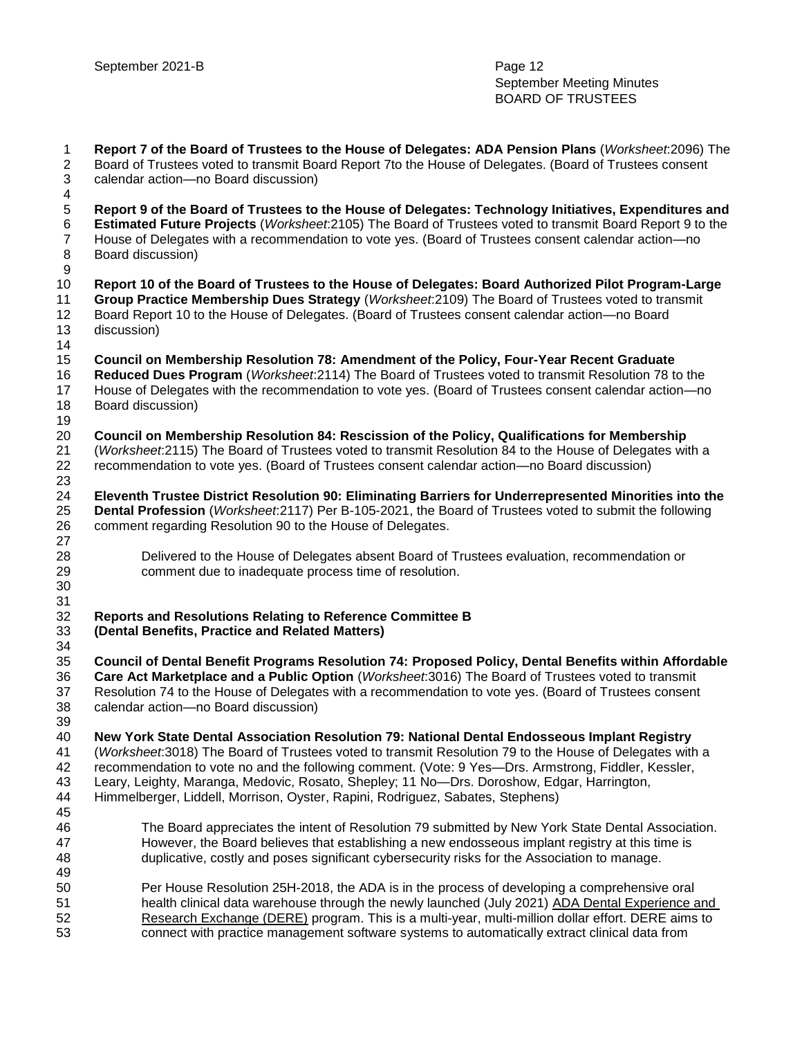**Report 7 of the Board of Trustees to the House of Delegates: ADA Pension Plans** (*Worksheet*:2096) The Board of Trustees voted to transmit Board Report 7to the House of Delegates. (Board of Trustees consent calendar action—no Board discussion)

**Report 9 of the Board of Trustees to the House of Delegates: Technology Initiatives, Expenditures and Estimated Future Projects** (*Worksheet*:2105) The Board of Trustees voted to transmit Board Report 9 to the House of Delegates with a recommendation to vote yes. (Board of Trustees consent calendar action—no Board discussion)

**Report 10 of the Board of Trustees to the House of Delegates: Board Authorized Pilot Program-Large Group Practice Membership Dues Strategy** (*Worksheet*:2109) The Board of Trustees voted to transmit Board Report 10 to the House of Delegates. (Board of Trustees consent calendar action—no Board discussion)

**Council on Membership Resolution 78: Amendment of the Policy, Four-Year Recent Graduate Reduced Dues Program** (*Worksheet*:2114) The Board of Trustees voted to transmit Resolution 78 to the House of Delegates with the recommendation to vote yes. (Board of Trustees consent calendar action—no Board discussion)

**Council on Membership Resolution 84: Rescission of the Policy, Qualifications for Membership** (*Worksheet*:2115) The Board of Trustees voted to transmit Resolution 84 to the House of Delegates with a recommendation to vote yes. (Board of Trustees consent calendar action—no Board discussion)

**Eleventh Trustee District Resolution 90: Eliminating Barriers for Underrepresented Minorities into the Dental Profession** (*Worksheet*:2117) Per B-105-2021, the Board of Trustees voted to submit the following comment regarding Resolution 90 to the House of Delegates.

> Delivered to the House of Delegates absent Board of Trustees evaluation, recommendation or comment due to inadequate process time of resolution.

**Reports and Resolutions Relating to Reference Committee B**
**(Dental Benefits, Practice and Related Matters)**

**Council of Dental Benefit Programs Resolution 74: Proposed Policy, Dental Benefits within Affordable Care Act Marketplace and a Public Option** (*Worksheet*:3016) The Board of Trustees voted to transmit Resolution 74 to the House of Delegates with a recommendation to vote yes. (Board of Trustees consent calendar action—no Board discussion)

**New York State Dental Association Resolution 79: National Dental Endosseous Implant Registry** (*Worksheet*:3018) The Board of Trustees voted to transmit Resolution 79 to the House of Delegates with a recommendation to vote no and the following comment. (Vote: 9 Yes—Drs. Armstrong, Fiddler, Kessler, Leary, Leighty, Maranga, Medovic, Rosato, Shepley; 11 No—Drs. Doroshow, Edgar, Harrington, Himmelberger, Liddell, Morrison, Oyster, Rapini, Rodriguez, Sabates, Stephens)

> The Board appreciates the intent of Resolution 79 submitted by New York State Dental Association. However, the Board believes that establishing a new endosseous implant registry at this time is duplicative, costly and poses significant cybersecurity risks for the Association to manage.
>
> Per House Resolution 25H-2018, the ADA is in the process of developing a comprehensive oral health clinical data warehouse through the newly launched (July 2021) ADA Dental Experience and Research Exchange (DERE) program. This is a multi-year, multi-million dollar effort. DERE aims to connect with practice management software systems to automatically extract clinical data from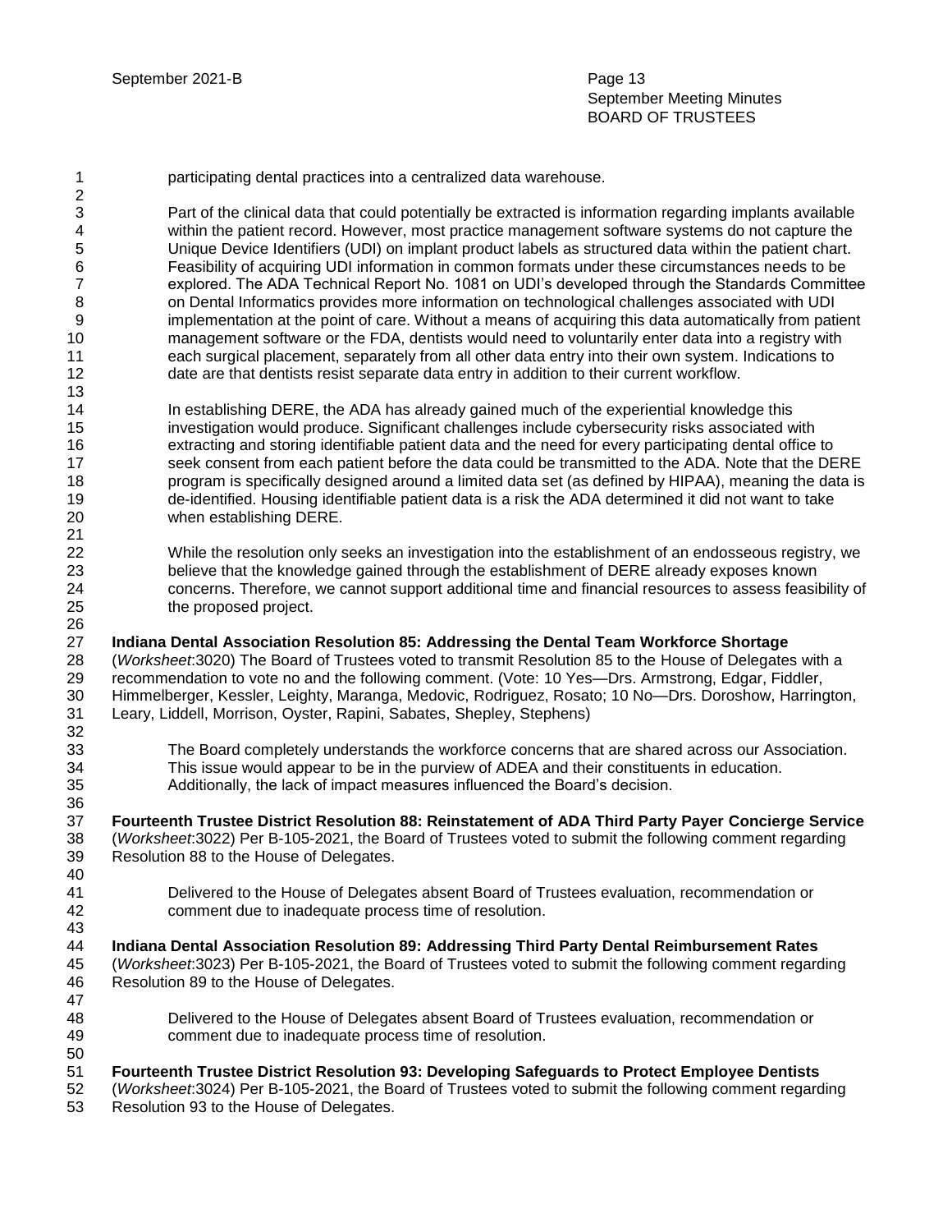participating dental practices into a centralized data warehouse.

Part of the clinical data that could potentially be extracted is information regarding implants available within the patient record. However, most practice management software systems do not capture the Unique Device Identifiers (UDI) on implant product labels as structured data within the patient chart. Feasibility of acquiring UDI information in common formats under these circumstances needs to be explored. The ADA Technical Report No. 1081 on UDI's developed through the Standards Committee on Dental Informatics provides more information on technological challenges associated with UDI implementation at the point of care. Without a means of acquiring this data automatically from patient management software or the FDA, dentists would need to voluntarily enter data into a registry with each surgical placement, separately from all other data entry into their own system. Indications to date are that dentists resist separate data entry in addition to their current workflow.

In establishing DERE, the ADA has already gained much of the experiential knowledge this investigation would produce. Significant challenges include cybersecurity risks associated with extracting and storing identifiable patient data and the need for every participating dental office to seek consent from each patient before the data could be transmitted to the ADA. Note that the DERE program is specifically designed around a limited data set (as defined by HIPAA), meaning the data is de-identified. Housing identifiable patient data is a risk the ADA determined it did not want to take when establishing DERE.

While the resolution only seeks an investigation into the establishment of an endosseous registry, we believe that the knowledge gained through the establishment of DERE already exposes known concerns. Therefore, we cannot support additional time and financial resources to assess feasibility of the proposed project.

**Indiana Dental Association Resolution 85: Addressing the Dental Team Workforce Shortage** (*Worksheet*:3020) The Board of Trustees voted to transmit Resolution 85 to the House of Delegates with a recommendation to vote no and the following comment. (Vote: 10 Yes—Drs. Armstrong, Edgar, Fiddler, Himmelberger, Kessler, Leighty, Maranga, Medovic, Rodriguez, Rosato; 10 No—Drs. Doroshow, Harrington, Leary, Liddell, Morrison, Oyster, Rapini, Sabates, Shepley, Stephens)

The Board completely understands the workforce concerns that are shared across our Association. This issue would appear to be in the purview of ADEA and their constituents in education. Additionally, the lack of impact measures influenced the Board's decision.

**Fourteenth Trustee District Resolution 88: Reinstatement of ADA Third Party Payer Concierge Service** (*Worksheet*:3022) Per B-105-2021, the Board of Trustees voted to submit the following comment regarding Resolution 88 to the House of Delegates.

Delivered to the House of Delegates absent Board of Trustees evaluation, recommendation or comment due to inadequate process time of resolution.

**Indiana Dental Association Resolution 89: Addressing Third Party Dental Reimbursement Rates** (*Worksheet*:3023) Per B-105-2021, the Board of Trustees voted to submit the following comment regarding Resolution 89 to the House of Delegates.

Delivered to the House of Delegates absent Board of Trustees evaluation, recommendation or comment due to inadequate process time of resolution.

**Fourteenth Trustee District Resolution 93: Developing Safeguards to Protect Employee Dentists** (*Worksheet*:3024) Per B-105-2021, the Board of Trustees voted to submit the following comment regarding Resolution 93 to the House of Delegates.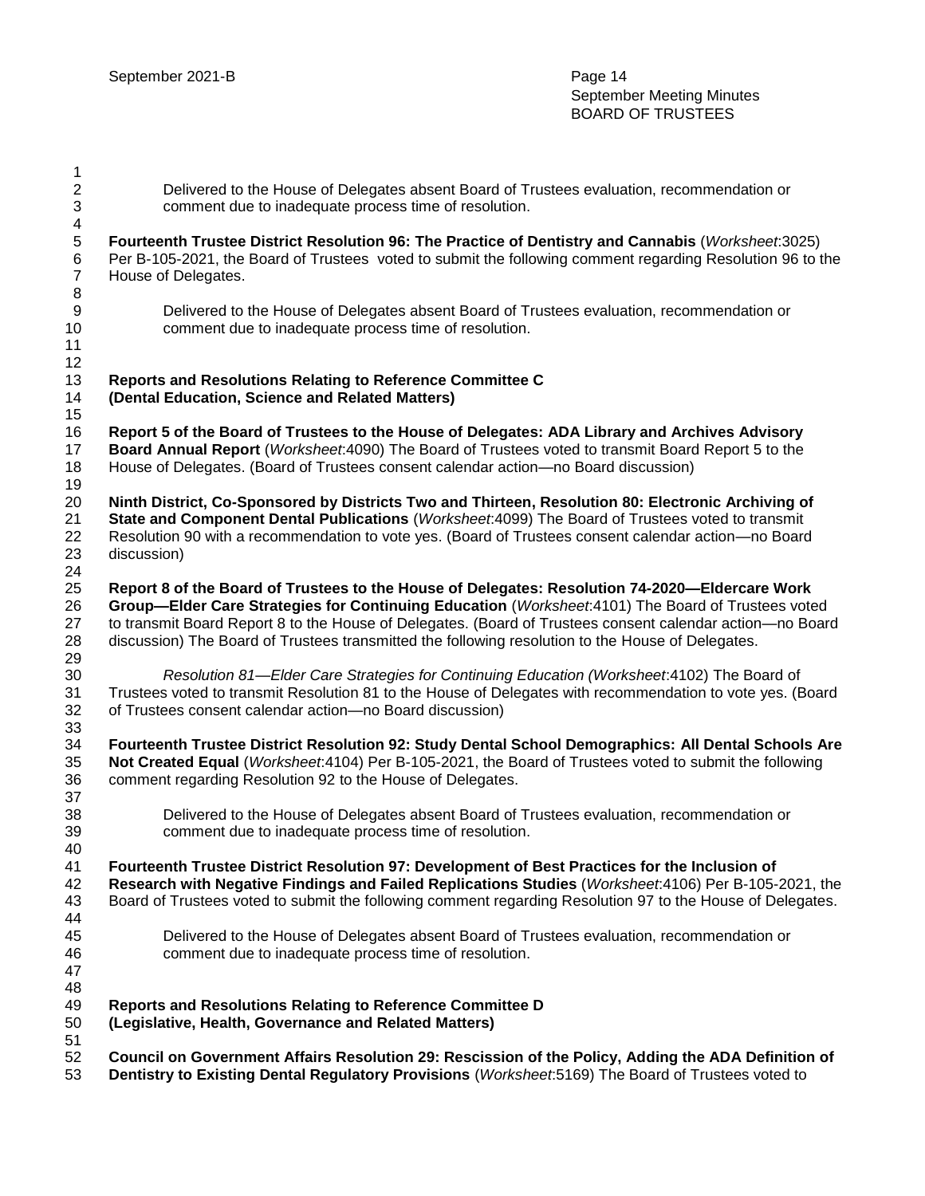Delivered to the House of Delegates absent Board of Trustees evaluation, recommendation or comment due to inadequate process time of resolution.

**Fourteenth Trustee District Resolution 96: The Practice of Dentistry and Cannabis** (*Worksheet*:3025) Per B-105-2021, the Board of Trustees voted to submit the following comment regarding Resolution 96 to the House of Delegates.

Delivered to the House of Delegates absent Board of Trustees evaluation, recommendation or comment due to inadequate process time of resolution.

**Reports and Resolutions Relating to Reference Committee C**
**(Dental Education, Science and Related Matters)**

**Report 5 of the Board of Trustees to the House of Delegates: ADA Library and Archives Advisory Board Annual Report** (*Worksheet*:4090) The Board of Trustees voted to transmit Board Report 5 to the House of Delegates. (Board of Trustees consent calendar action—no Board discussion)

**Ninth District, Co-Sponsored by Districts Two and Thirteen, Resolution 80: Electronic Archiving of State and Component Dental Publications** (*Worksheet*:4099) The Board of Trustees voted to transmit Resolution 90 with a recommendation to vote yes. (Board of Trustees consent calendar action—no Board discussion)

**Report 8 of the Board of Trustees to the House of Delegates: Resolution 74-2020—Eldercare Work Group—Elder Care Strategies for Continuing Education** (*Worksheet*:4101) The Board of Trustees voted to transmit Board Report 8 to the House of Delegates. (Board of Trustees consent calendar action—no Board discussion) The Board of Trustees transmitted the following resolution to the House of Delegates.

*Resolution 81—Elder Care Strategies for Continuing Education (Worksheet*:4102) The Board of Trustees voted to transmit Resolution 81 to the House of Delegates with recommendation to vote yes. (Board of Trustees consent calendar action—no Board discussion)

**Fourteenth Trustee District Resolution 92: Study Dental School Demographics: All Dental Schools Are Not Created Equal** (*Worksheet*:4104) Per B-105-2021, the Board of Trustees voted to submit the following comment regarding Resolution 92 to the House of Delegates.

Delivered to the House of Delegates absent Board of Trustees evaluation, recommendation or comment due to inadequate process time of resolution.

**Fourteenth Trustee District Resolution 97: Development of Best Practices for the Inclusion of Research with Negative Findings and Failed Replications Studies** (*Worksheet*:4106) Per B-105-2021, the Board of Trustees voted to submit the following comment regarding Resolution 97 to the House of Delegates.

Delivered to the House of Delegates absent Board of Trustees evaluation, recommendation or comment due to inadequate process time of resolution.

**Reports and Resolutions Relating to Reference Committee D**
**(Legislative, Health, Governance and Related Matters)**

**Council on Government Affairs Resolution 29: Rescission of the Policy, Adding the ADA Definition of Dentistry to Existing Dental Regulatory Provisions** (*Worksheet*:5169) The Board of Trustees voted to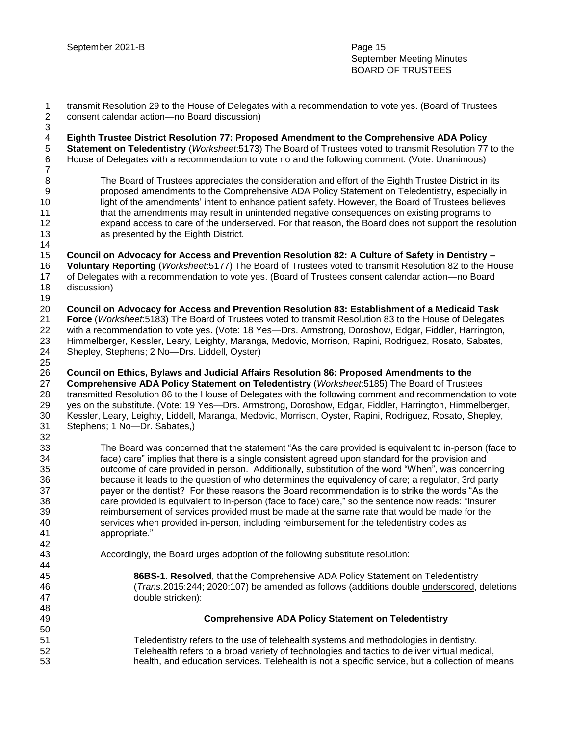transmit Resolution 29 to the House of Delegates with a recommendation to vote yes. (Board of Trustees consent calendar action—no Board discussion)

**Eighth Trustee District Resolution 77: Proposed Amendment to the Comprehensive ADA Policy Statement on Teledentistry** (*Worksheet*:5173) The Board of Trustees voted to transmit Resolution 77 to the House of Delegates with a recommendation to vote no and the following comment. (Vote: Unanimous)

> The Board of Trustees appreciates the consideration and effort of the Eighth Trustee District in its proposed amendments to the Comprehensive ADA Policy Statement on Teledentistry, especially in light of the amendments' intent to enhance patient safety. However, the Board of Trustees believes that the amendments may result in unintended negative consequences on existing programs to expand access to care of the underserved. For that reason, the Board does not support the resolution as presented by the Eighth District.

**Council on Advocacy for Access and Prevention Resolution 82: A Culture of Safety in Dentistry – Voluntary Reporting** (*Worksheet*:5177) The Board of Trustees voted to transmit Resolution 82 to the House of Delegates with a recommendation to vote yes. (Board of Trustees consent calendar action—no Board discussion)

**Council on Advocacy for Access and Prevention Resolution 83: Establishment of a Medicaid Task Force** (*Worksheet*:5183) The Board of Trustees voted to transmit Resolution 83 to the House of Delegates with a recommendation to vote yes. (Vote: 18 Yes—Drs. Armstrong, Doroshow, Edgar, Fiddler, Harrington, Himmelberger, Kessler, Leary, Leighty, Maranga, Medovic, Morrison, Rapini, Rodriguez, Rosato, Sabates, Shepley, Stephens; 2 No—Drs. Liddell, Oyster)

**Council on Ethics, Bylaws and Judicial Affairs Resolution 86: Proposed Amendments to the Comprehensive ADA Policy Statement on Teledentistry** (*Worksheet*:5185) The Board of Trustees transmitted Resolution 86 to the House of Delegates with the following comment and recommendation to vote yes on the substitute. (Vote: 19 Yes—Drs. Armstrong, Doroshow, Edgar, Fiddler, Harrington, Himmelberger, Kessler, Leary, Leighty, Liddell, Maranga, Medovic, Morrison, Oyster, Rapini, Rodriguez, Rosato, Shepley, Stephens; 1 No—Dr. Sabates,)

> The Board was concerned that the statement "As the care provided is equivalent to in-person (face to face) care" implies that there is a single consistent agreed upon standard for the provision and outcome of care provided in person. Additionally, substitution of the word "When", was concerning because it leads to the question of who determines the equivalency of care; a regulator, 3rd party payer or the dentist? For these reasons the Board recommendation is to strike the words "As the care provided is equivalent to in-person (face to face) care," so the sentence now reads: "Insurer reimbursement of services provided must be made at the same rate that would be made for the services when provided in-person, including reimbursement for the teledentistry codes as appropriate."
>
> Accordingly, the Board urges adoption of the following substitute resolution:
>
> > **86BS-1. Resolved**, that the Comprehensive ADA Policy Statement on Teledentistry (*Trans*.2015:244; 2020:107) be amended as follows (additions double <u>underscored</u>, deletions double ~~stricken~~):
> >
> > **Comprehensive ADA Policy Statement on Teledentistry**
> >
> > Teledentistry refers to the use of telehealth systems and methodologies in dentistry. Telehealth refers to a broad variety of technologies and tactics to deliver virtual medical, health, and education services. Telehealth is not a specific service, but a collection of means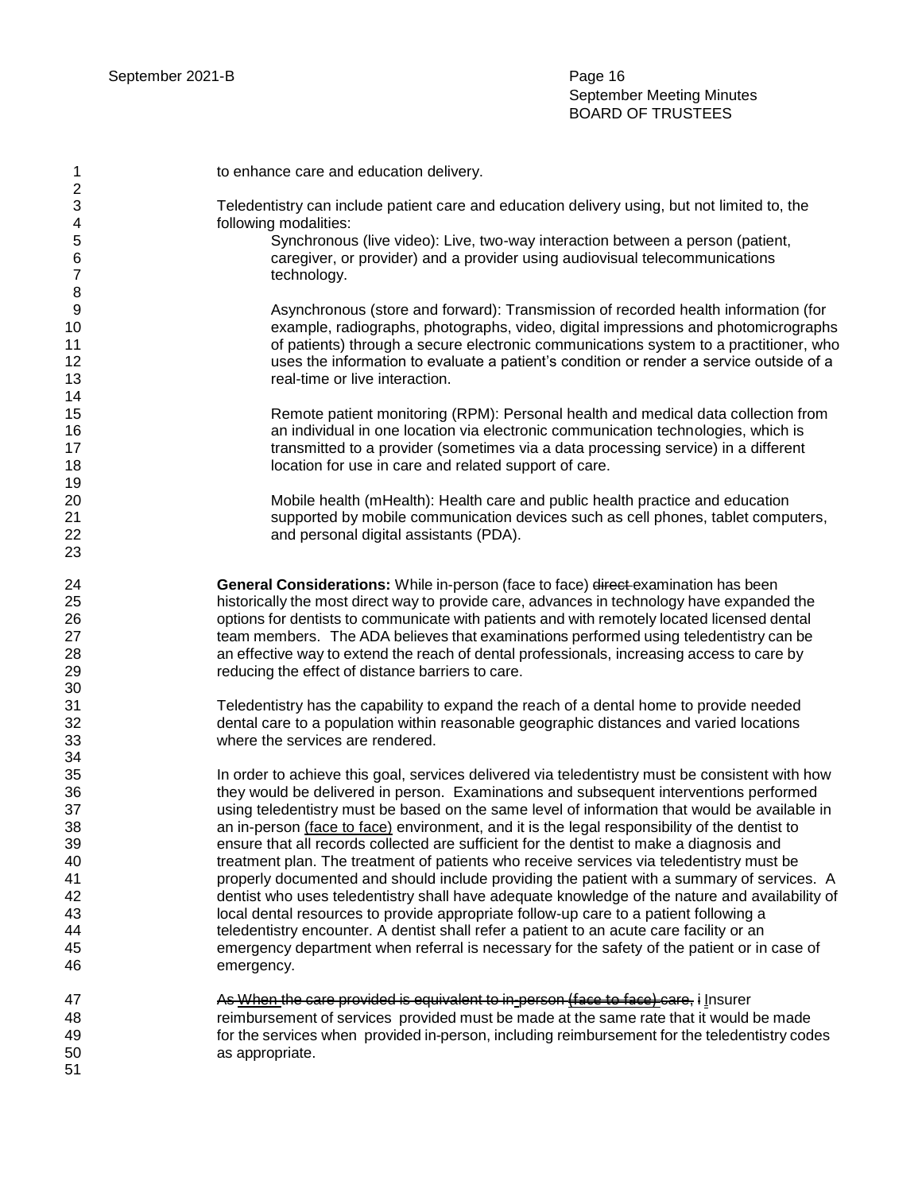to enhance care and education delivery.

Teledentistry can include patient care and education delivery using, but not limited to, the following modalities:

> Synchronous (live video): Live, two-way interaction between a person (patient, caregiver, or provider) and a provider using audiovisual telecommunications technology.
>
> Asynchronous (store and forward): Transmission of recorded health information (for example, radiographs, photographs, video, digital impressions and photomicrographs of patients) through a secure electronic communications system to a practitioner, who uses the information to evaluate a patient's condition or render a service outside of a real-time or live interaction.
>
> Remote patient monitoring (RPM): Personal health and medical data collection from an individual in one location via electronic communication technologies, which is transmitted to a provider (sometimes via a data processing service) in a different location for use in care and related support of care.
>
> Mobile health (mHealth): Health care and public health practice and education supported by mobile communication devices such as cell phones, tablet computers, and personal digital assistants (PDA).

**General Considerations:** While in-person (face to face) ~~direct~~ examination has been historically the most direct way to provide care, advances in technology have expanded the options for dentists to communicate with patients and with remotely located licensed dental team members. The ADA believes that examinations performed using teledentistry can be an effective way to extend the reach of dental professionals, increasing access to care by reducing the effect of distance barriers to care.

Teledentistry has the capability to expand the reach of a dental home to provide needed dental care to a population within reasonable geographic distances and varied locations where the services are rendered.

In order to achieve this goal, services delivered via teledentistry must be consistent with how they would be delivered in person. Examinations and subsequent interventions performed using teledentistry must be based on the same level of information that would be available in an in-person <u>(face to face)</u> environment, and it is the legal responsibility of the dentist to ensure that all records collected are sufficient for the dentist to make a diagnosis and treatment plan. The treatment of patients who receive services via teledentistry must be properly documented and should include providing the patient with a summary of services. A dentist who uses teledentistry shall have adequate knowledge of the nature and availability of local dental resources to provide appropriate follow-up care to a patient following a teledentistry encounter. A dentist shall refer a patient to an acute care facility or an emergency department when referral is necessary for the safety of the patient or in case of emergency.

~~As~~ ~~When the care provided is equivalent to in-person (face to face) care,~~ ~~i~~ <u>I</u>nsurer reimbursement of services provided must be made at the same rate that it would be made for the services when provided in-person, including reimbursement for the teledentistry codes as appropriate.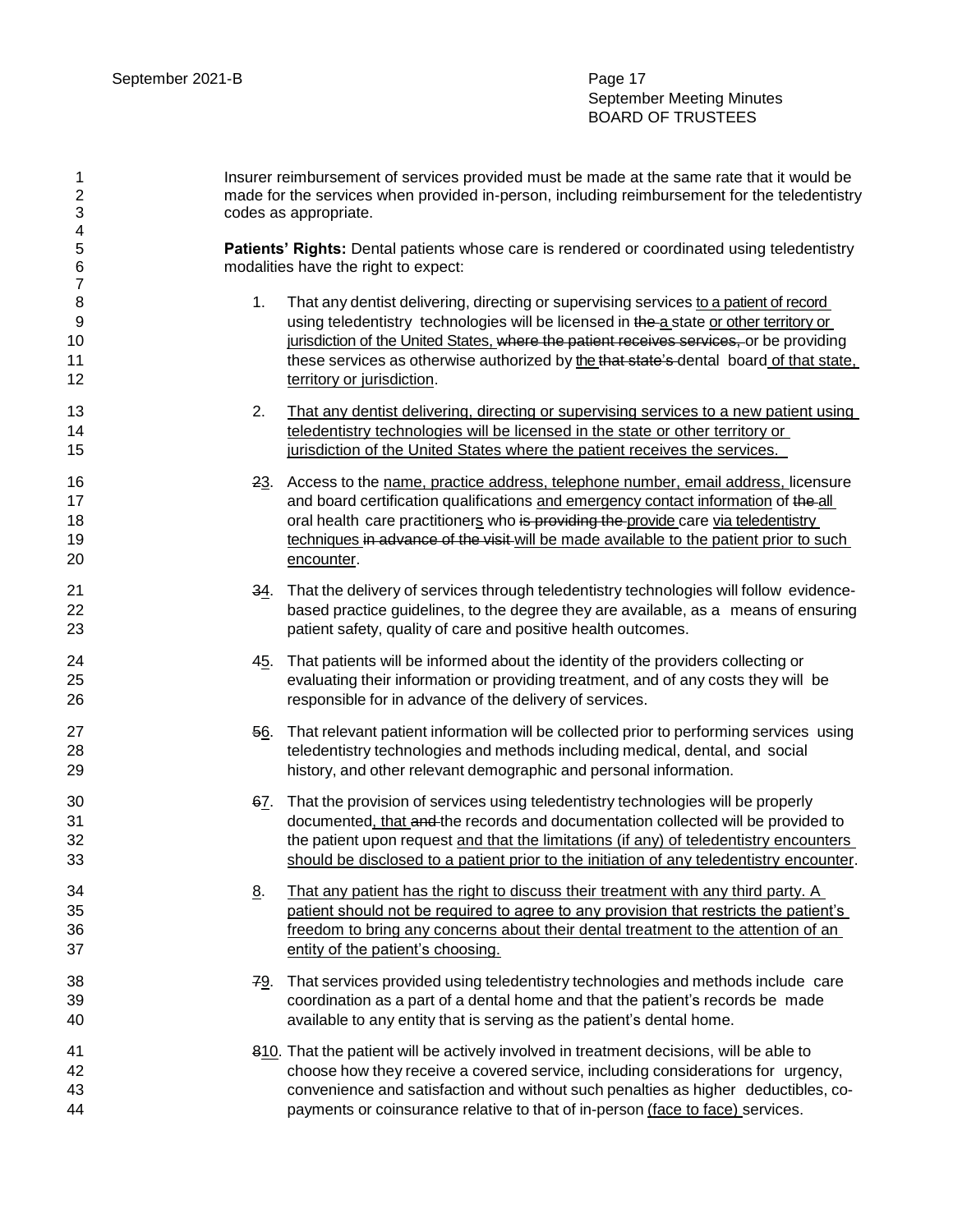Insurer reimbursement of services provided must be made at the same rate that it would be made for the services when provided in-person, including reimbursement for the teledentistry codes as appropriate.

**Patients' Rights:** Dental patients whose care is rendered or coordinated using teledentistry modalities have the right to expect:

1. That any dentist delivering, directing or supervising services <u>to a patient of record</u> using teledentistry technologies will be licensed in ~~the~~ <u>a</u> state <u>or other territory or jurisdiction of the United States</u>, ~~where the patient receives services,~~ or be providing these services as otherwise authorized by <u>the</u> ~~that state's~~ dental board <u>of that state, territory or jurisdiction</u>.

2. <u>That any dentist delivering, directing or supervising services to a new patient using teledentistry technologies will be licensed in the state or other territory or jurisdiction of the United States where the patient receives the services.</u>

~~2~~<u>3</u>. Access to the <u>name, practice address, telephone number, email address,</u> licensure and board certification qualifications <u>and emergency contact information</u> of ~~the~~ <u>all</u> oral health care practitioner<u>s</u> who ~~is providing the~~ <u>provide</u> care <u>via teledentistry techniques</u> ~~in advance of the visit~~ <u>will be made available to the patient prior to such encounter</u>.

~~3~~<u>4</u>. That the delivery of services through teledentistry technologies will follow evidence-based practice guidelines, to the degree they are available, as a means of ensuring patient safety, quality of care and positive health outcomes.

~~4~~<u>5</u>. That patients will be informed about the identity of the providers collecting or evaluating their information or providing treatment, and of any costs they will be responsible for in advance of the delivery of services.

~~5~~<u>6</u>. That relevant patient information will be collected prior to performing services using teledentistry technologies and methods including medical, dental, and social history, and other relevant demographic and personal information.

~~6~~<u>7</u>. That the provision of services using teledentistry technologies will be properly documented<u>, that</u> ~~and~~ the records and documentation collected will be provided to the patient upon request <u>and that the limitations (if any) of teledentistry encounters should be disclosed to a patient prior to the initiation of any teledentistry encounter</u>.

<u>8</u>. <u>That any patient has the right to discuss their treatment with any third party. A patient should not be required to agree to any provision that restricts the patient's freedom to bring any concerns about their dental treatment to the attention of an entity of the patient's choosing.</u>

~~7~~<u>9</u>. That services provided using teledentistry technologies and methods include care coordination as a part of a dental home and that the patient's records be made available to any entity that is serving as the patient's dental home.

~~8~~<u>10</u>. That the patient will be actively involved in treatment decisions, will be able to choose how they receive a covered service, including considerations for urgency, convenience and satisfaction and without such penalties as higher deductibles, co-payments or coinsurance relative to that of in-person <u>(face to face)</u> services.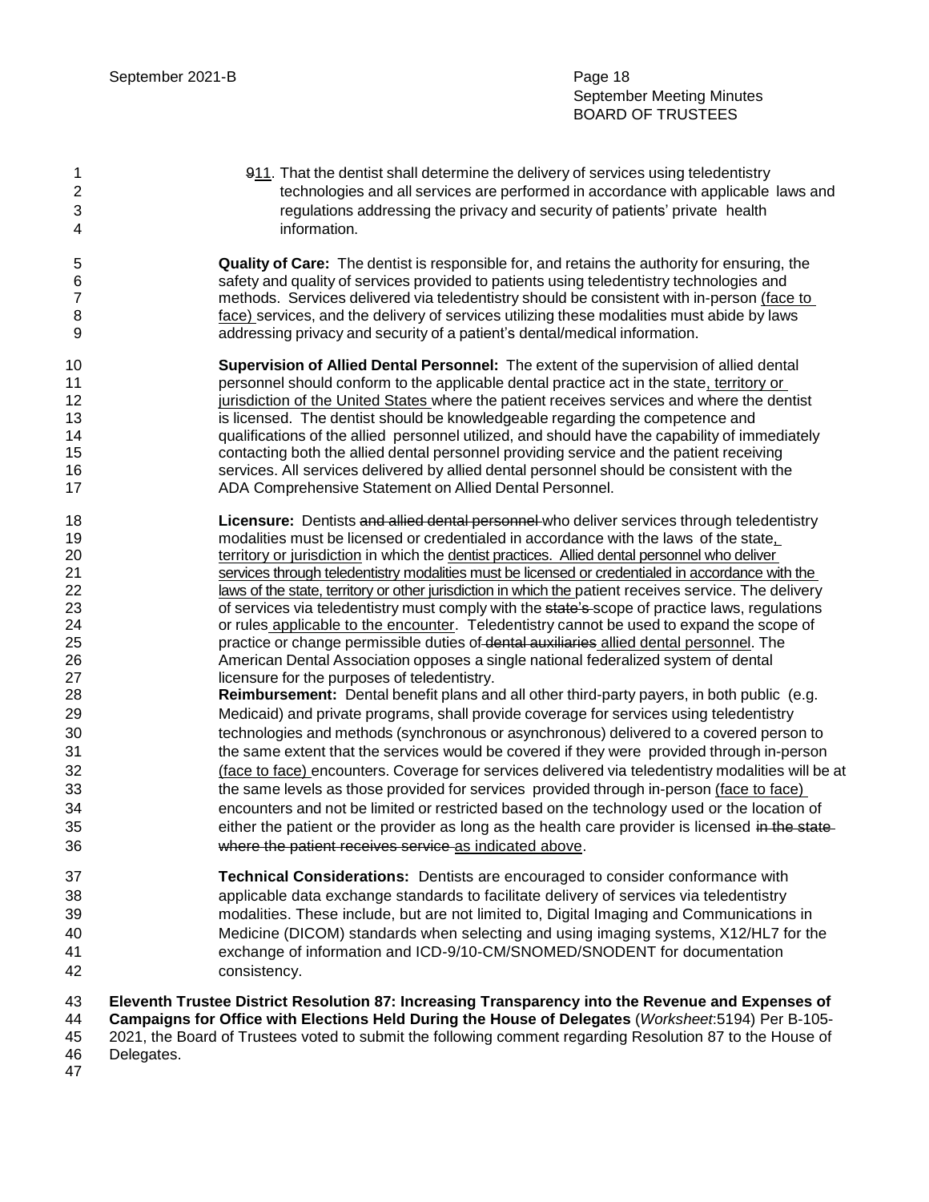~~9~~11. That the dentist shall determine the delivery of services using teledentistry technologies and all services are performed in accordance with applicable laws and regulations addressing the privacy and security of patients' private health information.

**Quality of Care:** The dentist is responsible for, and retains the authority for ensuring, the safety and quality of services provided to patients using teledentistry technologies and methods. Services delivered via teledentistry should be consistent with in-person (face to face) services, and the delivery of services utilizing these modalities must abide by laws addressing privacy and security of a patient's dental/medical information.

**Supervision of Allied Dental Personnel:** The extent of the supervision of allied dental personnel should conform to the applicable dental practice act in the state, territory or jurisdiction of the United States where the patient receives services and where the dentist is licensed. The dentist should be knowledgeable regarding the competence and qualifications of the allied personnel utilized, and should have the capability of immediately contacting both the allied dental personnel providing service and the patient receiving services. All services delivered by allied dental personnel should be consistent with the ADA Comprehensive Statement on Allied Dental Personnel.

**Licensure:** Dentists ~~and allied dental personnel~~ who deliver services through teledentistry modalities must be licensed or credentialed in accordance with the laws of the state, territory or jurisdiction in which the dentist practices. Allied dental personnel who deliver services through teledentistry modalities must be licensed or credentialed in accordance with the laws of the state, territory or other jurisdiction in which the patient receives service. The delivery of services via teledentistry must comply with the ~~state's~~ scope of practice laws, regulations or rules applicable to the encounter. Teledentistry cannot be used to expand the scope of practice or change permissible duties of ~~dental auxiliaries~~ allied dental personnel. The American Dental Association opposes a single national federalized system of dental licensure for the purposes of teledentistry.

**Reimbursement:** Dental benefit plans and all other third-party payers, in both public (e.g. Medicaid) and private programs, shall provide coverage for services using teledentistry technologies and methods (synchronous or asynchronous) delivered to a covered person to the same extent that the services would be covered if they were provided through in-person (face to face) encounters. Coverage for services delivered via teledentistry modalities will be at the same levels as those provided for services provided through in-person (face to face) encounters and not be limited or restricted based on the technology used or the location of either the patient or the provider as long as the health care provider is licensed ~~in the state where the patient receives service~~ as indicated above.

**Technical Considerations:** Dentists are encouraged to consider conformance with applicable data exchange standards to facilitate delivery of services via teledentistry modalities. These include, but are not limited to, Digital Imaging and Communications in Medicine (DICOM) standards when selecting and using imaging systems, X12/HL7 for the exchange of information and ICD-9/10-CM/SNOMED/SNODENT for documentation consistency.

**Eleventh Trustee District Resolution 87: Increasing Transparency into the Revenue and Expenses of Campaigns for Office with Elections Held During the House of Delegates** (*Worksheet*:5194) Per B-105-2021, the Board of Trustees voted to submit the following comment regarding Resolution 87 to the House of Delegates.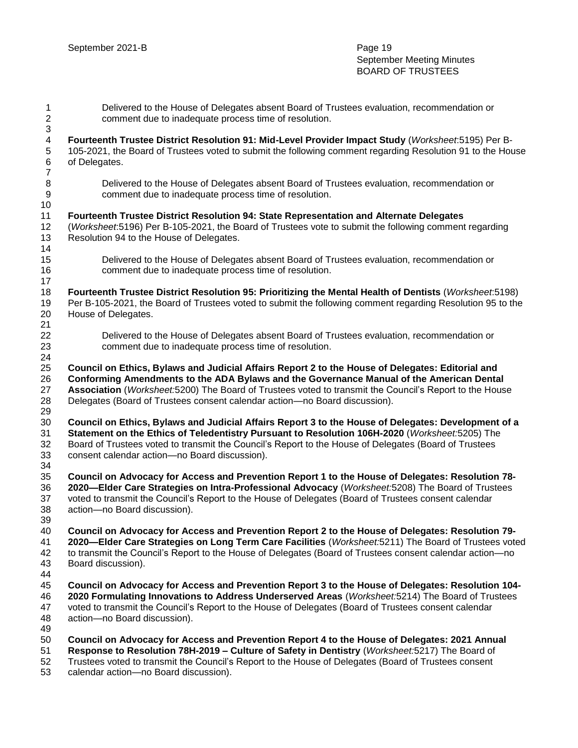Delivered to the House of Delegates absent Board of Trustees evaluation, recommendation or comment due to inadequate process time of resolution.

**Fourteenth Trustee District Resolution 91: Mid-Level Provider Impact Study** (*Worksheet*:5195) Per B-105-2021, the Board of Trustees voted to submit the following comment regarding Resolution 91 to the House of Delegates.

Delivered to the House of Delegates absent Board of Trustees evaluation, recommendation or comment due to inadequate process time of resolution.

**Fourteenth Trustee District Resolution 94: State Representation and Alternate Delegates** (*Worksheet*:5196) Per B-105-2021, the Board of Trustees vote to submit the following comment regarding Resolution 94 to the House of Delegates.

Delivered to the House of Delegates absent Board of Trustees evaluation, recommendation or comment due to inadequate process time of resolution.

**Fourteenth Trustee District Resolution 95: Prioritizing the Mental Health of Dentists** (*Worksheet*:5198) Per B-105-2021, the Board of Trustees voted to submit the following comment regarding Resolution 95 to the House of Delegates.

Delivered to the House of Delegates absent Board of Trustees evaluation, recommendation or comment due to inadequate process time of resolution.

**Council on Ethics, Bylaws and Judicial Affairs Report 2 to the House of Delegates: Editorial and Conforming Amendments to the ADA Bylaws and the Governance Manual of the American Dental Association** (*Worksheet:*5200) The Board of Trustees voted to transmit the Council's Report to the House Delegates (Board of Trustees consent calendar action—no Board discussion).

**Council on Ethics, Bylaws and Judicial Affairs Report 3 to the House of Delegates: Development of a Statement on the Ethics of Teledentistry Pursuant to Resolution 106H-2020** (*Worksheet:*5205) The Board of Trustees voted to transmit the Council's Report to the House of Delegates (Board of Trustees consent calendar action—no Board discussion).

**Council on Advocacy for Access and Prevention Report 1 to the House of Delegates: Resolution 78-2020—Elder Care Strategies on Intra-Professional Advocacy** (*Worksheet:*5208) The Board of Trustees voted to transmit the Council's Report to the House of Delegates (Board of Trustees consent calendar action—no Board discussion).

**Council on Advocacy for Access and Prevention Report 2 to the House of Delegates: Resolution 79-2020—Elder Care Strategies on Long Term Care Facilities** (*Worksheet:*5211) The Board of Trustees voted to transmit the Council's Report to the House of Delegates (Board of Trustees consent calendar action—no Board discussion).

**Council on Advocacy for Access and Prevention Report 3 to the House of Delegates: Resolution 104-2020 Formulating Innovations to Address Underserved Areas** (*Worksheet:*5214) The Board of Trustees voted to transmit the Council's Report to the House of Delegates (Board of Trustees consent calendar action—no Board discussion).

**Council on Advocacy for Access and Prevention Report 4 to the House of Delegates: 2021 Annual Response to Resolution 78H-2019 – Culture of Safety in Dentistry** (*Worksheet:*5217) The Board of Trustees voted to transmit the Council's Report to the House of Delegates (Board of Trustees consent calendar action—no Board discussion).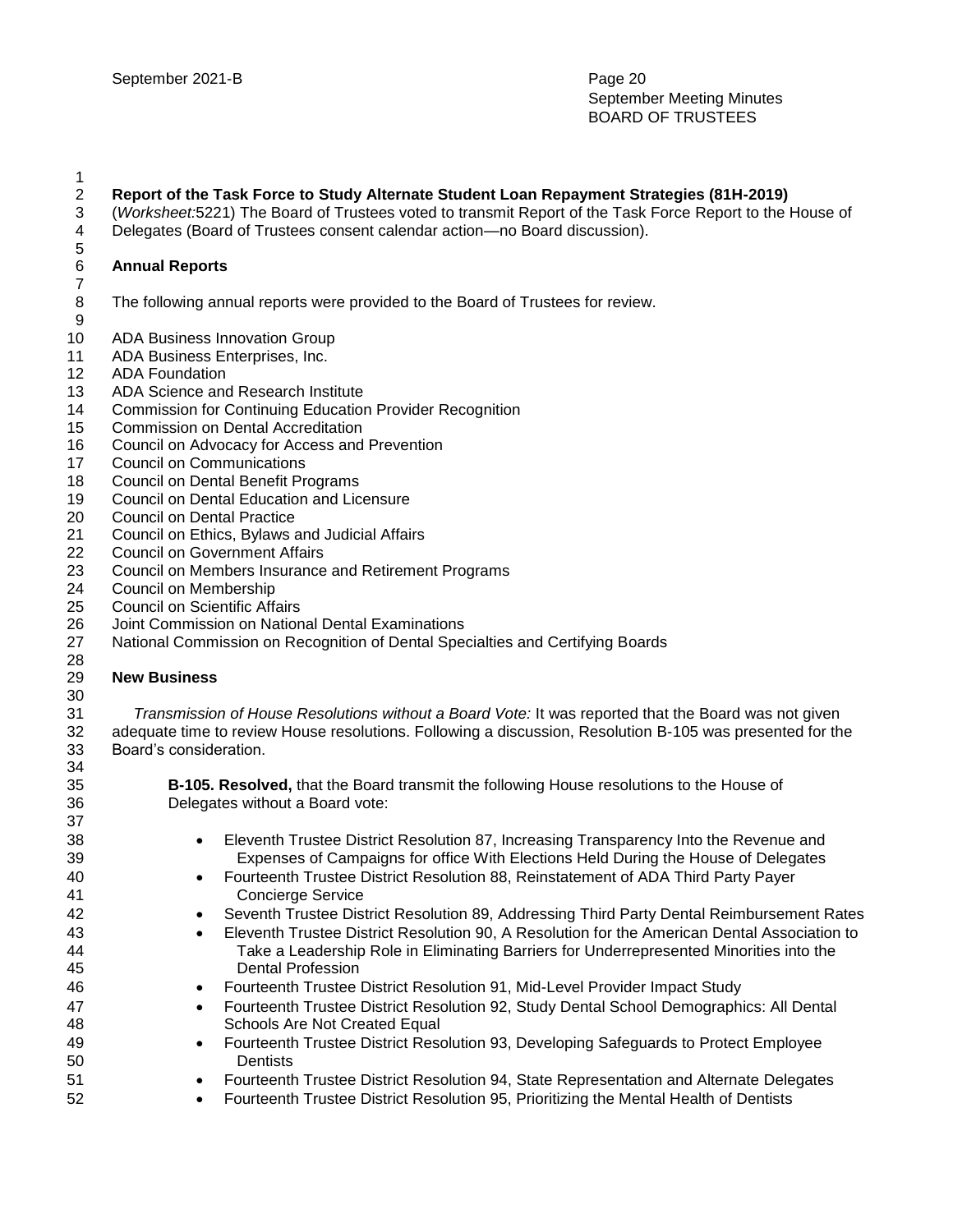**Report of the Task Force to Study Alternate Student Loan Repayment Strategies (81H-2019)**
(*Worksheet:*5221) The Board of Trustees voted to transmit Report of the Task Force Report to the House of Delegates (Board of Trustees consent calendar action—no Board discussion).

**Annual Reports**

The following annual reports were provided to the Board of Trustees for review.

ADA Business Innovation Group
ADA Business Enterprises, Inc.
ADA Foundation
ADA Science and Research Institute
Commission for Continuing Education Provider Recognition
Commission on Dental Accreditation
Council on Advocacy for Access and Prevention
Council on Communications
Council on Dental Benefit Programs
Council on Dental Education and Licensure
Council on Dental Practice
Council on Ethics, Bylaws and Judicial Affairs
Council on Government Affairs
Council on Members Insurance and Retirement Programs
Council on Membership
Council on Scientific Affairs
Joint Commission on National Dental Examinations
National Commission on Recognition of Dental Specialties and Certifying Boards

**New Business**

*Transmission of House Resolutions without a Board Vote:* It was reported that the Board was not given adequate time to review House resolutions. Following a discussion, Resolution B-105 was presented for the Board's consideration.

> **B-105. Resolved,** that the Board transmit the following House resolutions to the House of Delegates without a Board vote:
>
> - Eleventh Trustee District Resolution 87, Increasing Transparency Into the Revenue and Expenses of Campaigns for office With Elections Held During the House of Delegates
> - Fourteenth Trustee District Resolution 88, Reinstatement of ADA Third Party Payer Concierge Service
> - Seventh Trustee District Resolution 89, Addressing Third Party Dental Reimbursement Rates
> - Eleventh Trustee District Resolution 90, A Resolution for the American Dental Association to Take a Leadership Role in Eliminating Barriers for Underrepresented Minorities into the Dental Profession
> - Fourteenth Trustee District Resolution 91, Mid-Level Provider Impact Study
> - Fourteenth Trustee District Resolution 92, Study Dental School Demographics: All Dental Schools Are Not Created Equal
> - Fourteenth Trustee District Resolution 93, Developing Safeguards to Protect Employee Dentists
> - Fourteenth Trustee District Resolution 94, State Representation and Alternate Delegates
> - Fourteenth Trustee District Resolution 95, Prioritizing the Mental Health of Dentists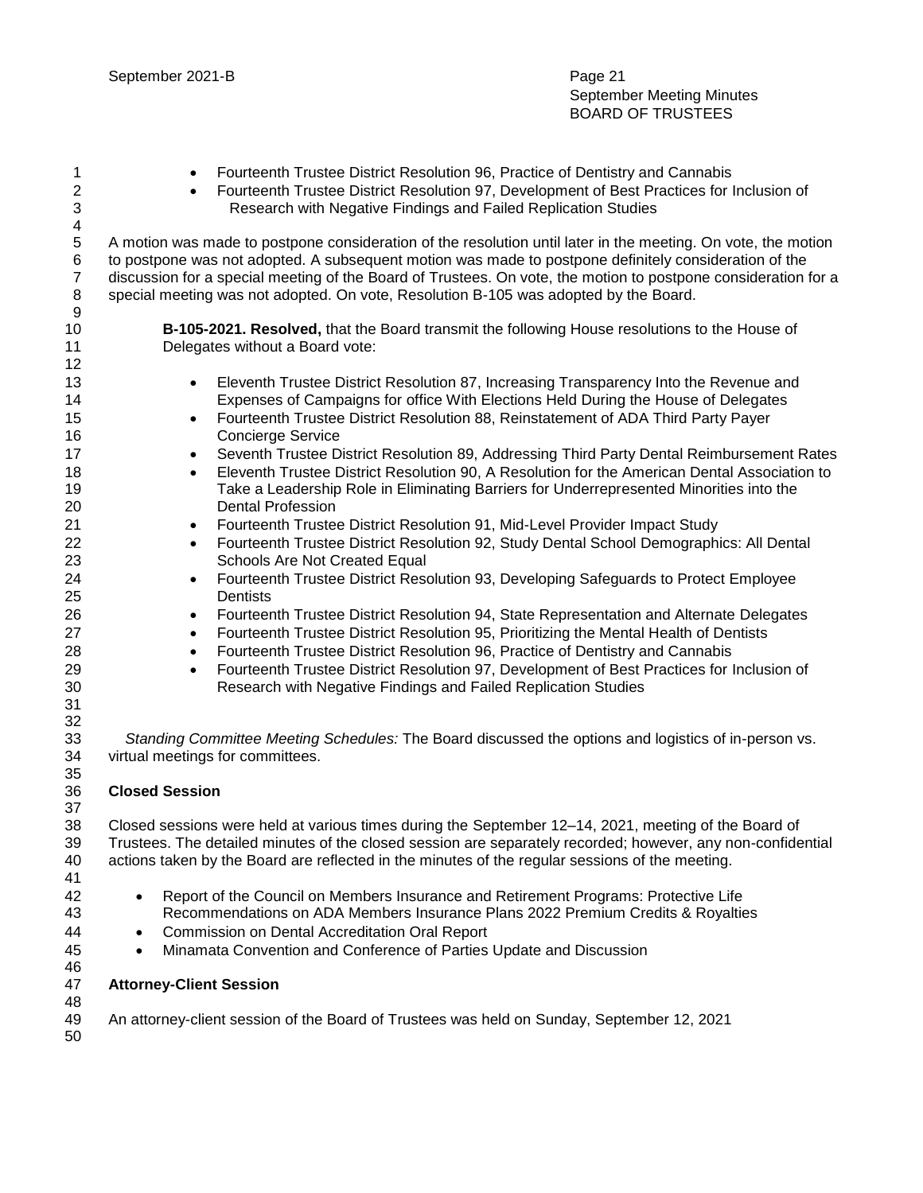- Fourteenth Trustee District Resolution 96, Practice of Dentistry and Cannabis
- Fourteenth Trustee District Resolution 97, Development of Best Practices for Inclusion of Research with Negative Findings and Failed Replication Studies

A motion was made to postpone consideration of the resolution until later in the meeting. On vote, the motion to postpone was not adopted. A subsequent motion was made to postpone definitely consideration of the discussion for a special meeting of the Board of Trustees. On vote, the motion to postpone consideration for a special meeting was not adopted. On vote, Resolution B-105 was adopted by the Board.

**B-105-2021. Resolved,** that the Board transmit the following House resolutions to the House of Delegates without a Board vote:

- Eleventh Trustee District Resolution 87, Increasing Transparency Into the Revenue and Expenses of Campaigns for office With Elections Held During the House of Delegates
- Fourteenth Trustee District Resolution 88, Reinstatement of ADA Third Party Payer Concierge Service
- Seventh Trustee District Resolution 89, Addressing Third Party Dental Reimbursement Rates
- Eleventh Trustee District Resolution 90, A Resolution for the American Dental Association to Take a Leadership Role in Eliminating Barriers for Underrepresented Minorities into the Dental Profession
- Fourteenth Trustee District Resolution 91, Mid-Level Provider Impact Study
- Fourteenth Trustee District Resolution 92, Study Dental School Demographics: All Dental Schools Are Not Created Equal
- Fourteenth Trustee District Resolution 93, Developing Safeguards to Protect Employee Dentists
- Fourteenth Trustee District Resolution 94, State Representation and Alternate Delegates
- Fourteenth Trustee District Resolution 95, Prioritizing the Mental Health of Dentists
- Fourteenth Trustee District Resolution 96, Practice of Dentistry and Cannabis
- Fourteenth Trustee District Resolution 97, Development of Best Practices for Inclusion of Research with Negative Findings and Failed Replication Studies

*Standing Committee Meeting Schedules:* The Board discussed the options and logistics of in-person vs. virtual meetings for committees.

## Closed Session

Closed sessions were held at various times during the September 12–14, 2021, meeting of the Board of Trustees. The detailed minutes of the closed session are separately recorded; however, any non-confidential actions taken by the Board are reflected in the minutes of the regular sessions of the meeting.

- Report of the Council on Members Insurance and Retirement Programs: Protective Life Recommendations on ADA Members Insurance Plans 2022 Premium Credits & Royalties
- Commission on Dental Accreditation Oral Report
- Minamata Convention and Conference of Parties Update and Discussion

## Attorney-Client Session

An attorney-client session of the Board of Trustees was held on Sunday, September 12, 2021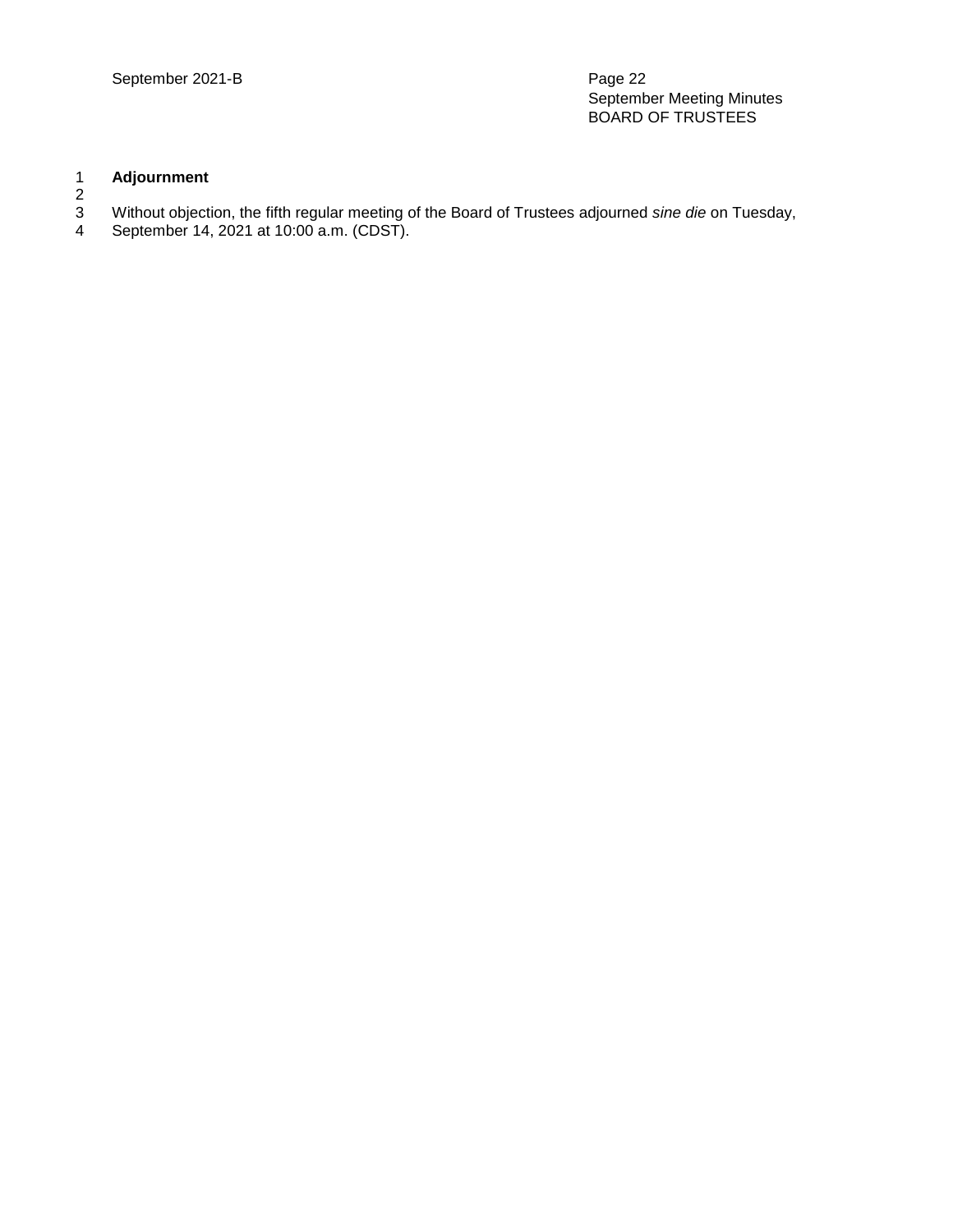**Adjournment**

Without objection, the fifth regular meeting of the Board of Trustees adjourned *sine die* on Tuesday, September 14, 2021 at 10:00 a.m. (CDST).